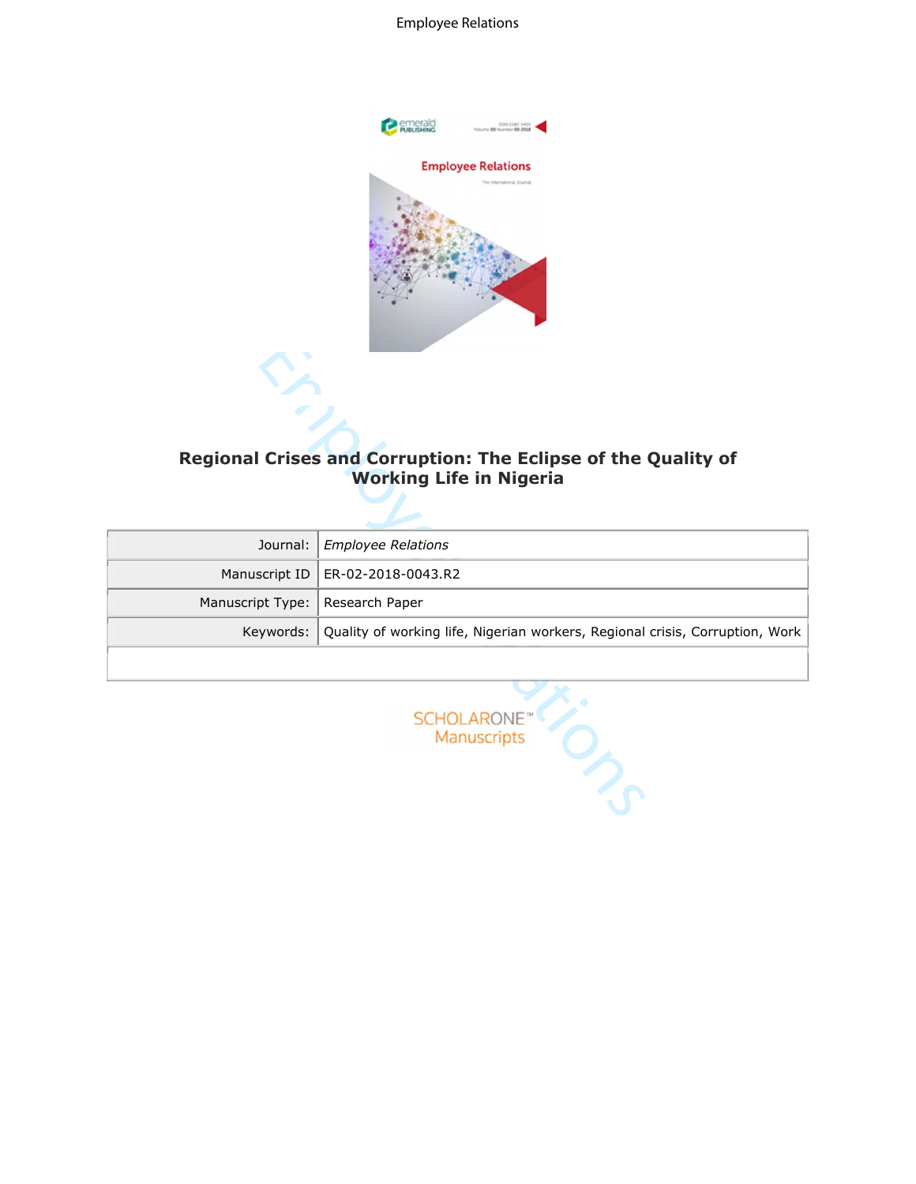# Regional Crises and Corruption: The Eclipse of the Quality of Working Life in Nigeria

| | |
|---|---|
| Journal: | *Employee Relations* |
| Manuscript ID | ER-02-2018-0043.R2 |
| Manuscript Type: | Research Paper |
| Keywords: | Quality of working life, Nigerian workers, Regional crisis, Corruption, Work |

SCHOLARONE™
Manuscripts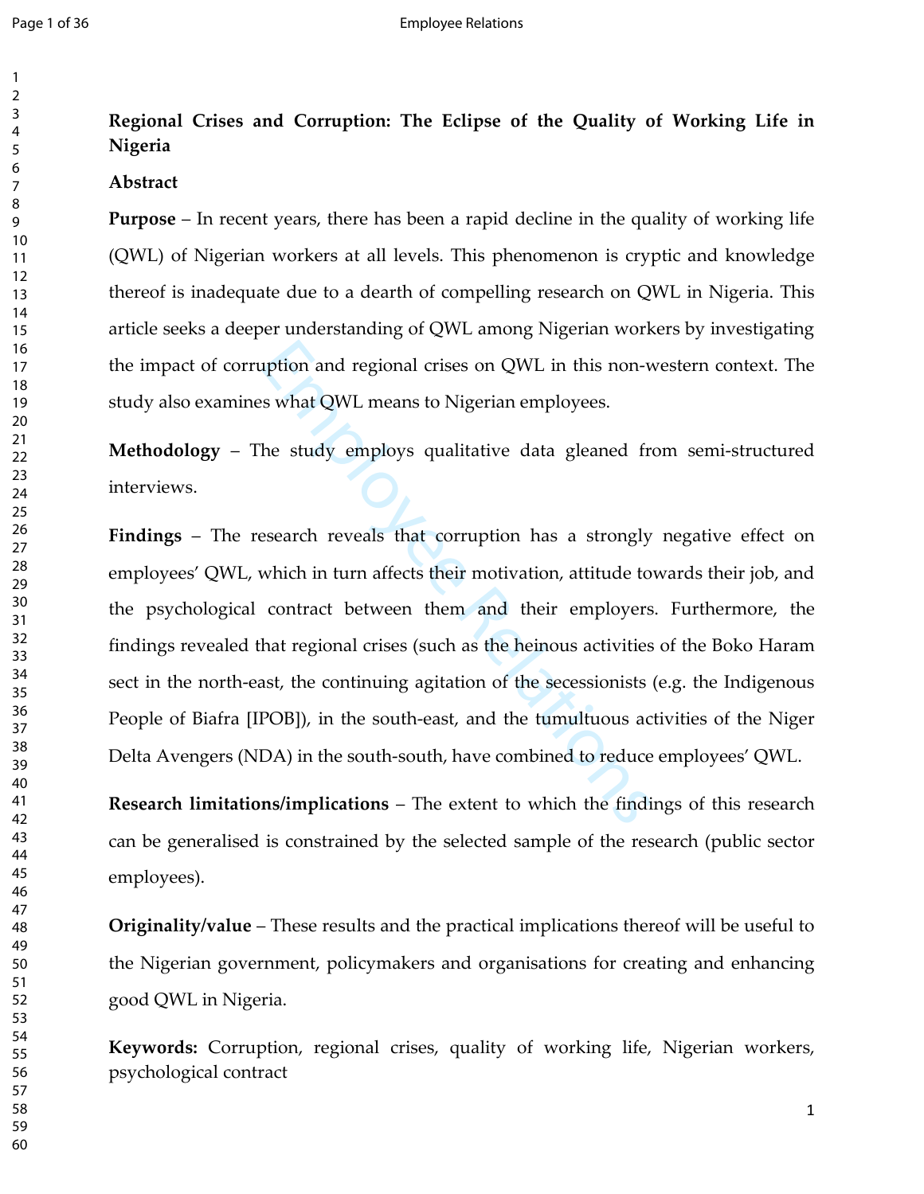# Regional Crises and Corruption: The Eclipse of the Quality of Working Life in Nigeria

## Abstract

**Purpose** – In recent years, there has been a rapid decline in the quality of working life (QWL) of Nigerian workers at all levels. This phenomenon is cryptic and knowledge thereof is inadequate due to a dearth of compelling research on QWL in Nigeria. This article seeks a deeper understanding of QWL among Nigerian workers by investigating the impact of corruption and regional crises on QWL in this non-western context. The study also examines what QWL means to Nigerian employees.

**Methodology** – The study employs qualitative data gleaned from semi-structured interviews.

**Findings** – The research reveals that corruption has a strongly negative effect on employees' QWL, which in turn affects their motivation, attitude towards their job, and the psychological contract between them and their employers. Furthermore, the findings revealed that regional crises (such as the heinous activities of the Boko Haram sect in the north-east, the continuing agitation of the secessionists (e.g. the Indigenous People of Biafra [IPOB]), in the south-east, and the tumultuous activities of the Niger Delta Avengers (NDA) in the south-south, have combined to reduce employees' QWL.

**Research limitations/implications** – The extent to which the findings of this research can be generalised is constrained by the selected sample of the research (public sector employees).

**Originality/value** – These results and the practical implications thereof will be useful to the Nigerian government, policymakers and organisations for creating and enhancing good QWL in Nigeria.

**Keywords:** Corruption, regional crises, quality of working life, Nigerian workers, psychological contract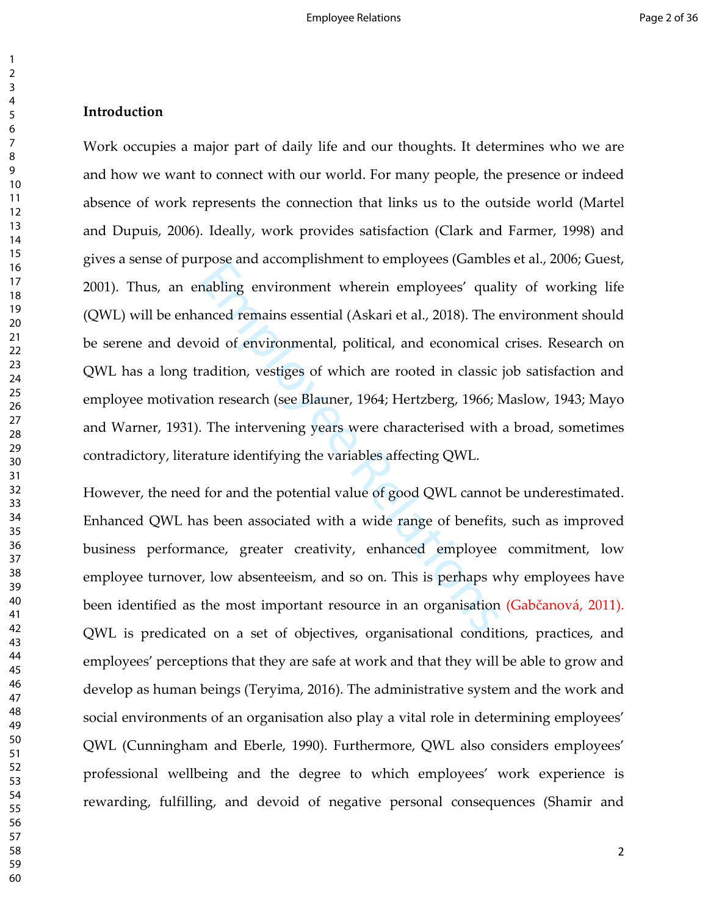## Introduction

Work occupies a major part of daily life and our thoughts. It determines who we are and how we want to connect with our world. For many people, the presence or indeed absence of work represents the connection that links us to the outside world (Martel and Dupuis, 2006). Ideally, work provides satisfaction (Clark and Farmer, 1998) and gives a sense of purpose and accomplishment to employees (Gambles et al., 2006; Guest, 2001). Thus, an enabling environment wherein employees' quality of working life (QWL) will be enhanced remains essential (Askari et al., 2018). The environment should be serene and devoid of environmental, political, and economical crises. Research on QWL has a long tradition, vestiges of which are rooted in classic job satisfaction and employee motivation research (see Blauner, 1964; Hertzberg, 1966; Maslow, 1943; Mayo and Warner, 1931). The intervening years were characterised with a broad, sometimes contradictory, literature identifying the variables affecting QWL.

However, the need for and the potential value of good QWL cannot be underestimated. Enhanced QWL has been associated with a wide range of benefits, such as improved business performance, greater creativity, enhanced employee commitment, low employee turnover, low absenteeism, and so on. This is perhaps why employees have been identified as the most important resource in an organisation (Gabčanová, 2011). QWL is predicated on a set of objectives, organisational conditions, practices, and employees' perceptions that they are safe at work and that they will be able to grow and develop as human beings (Teryima, 2016). The administrative system and the work and social environments of an organisation also play a vital role in determining employees' QWL (Cunningham and Eberle, 1990). Furthermore, QWL also considers employees' professional wellbeing and the degree to which employees' work experience is rewarding, fulfilling, and devoid of negative personal consequences (Shamir and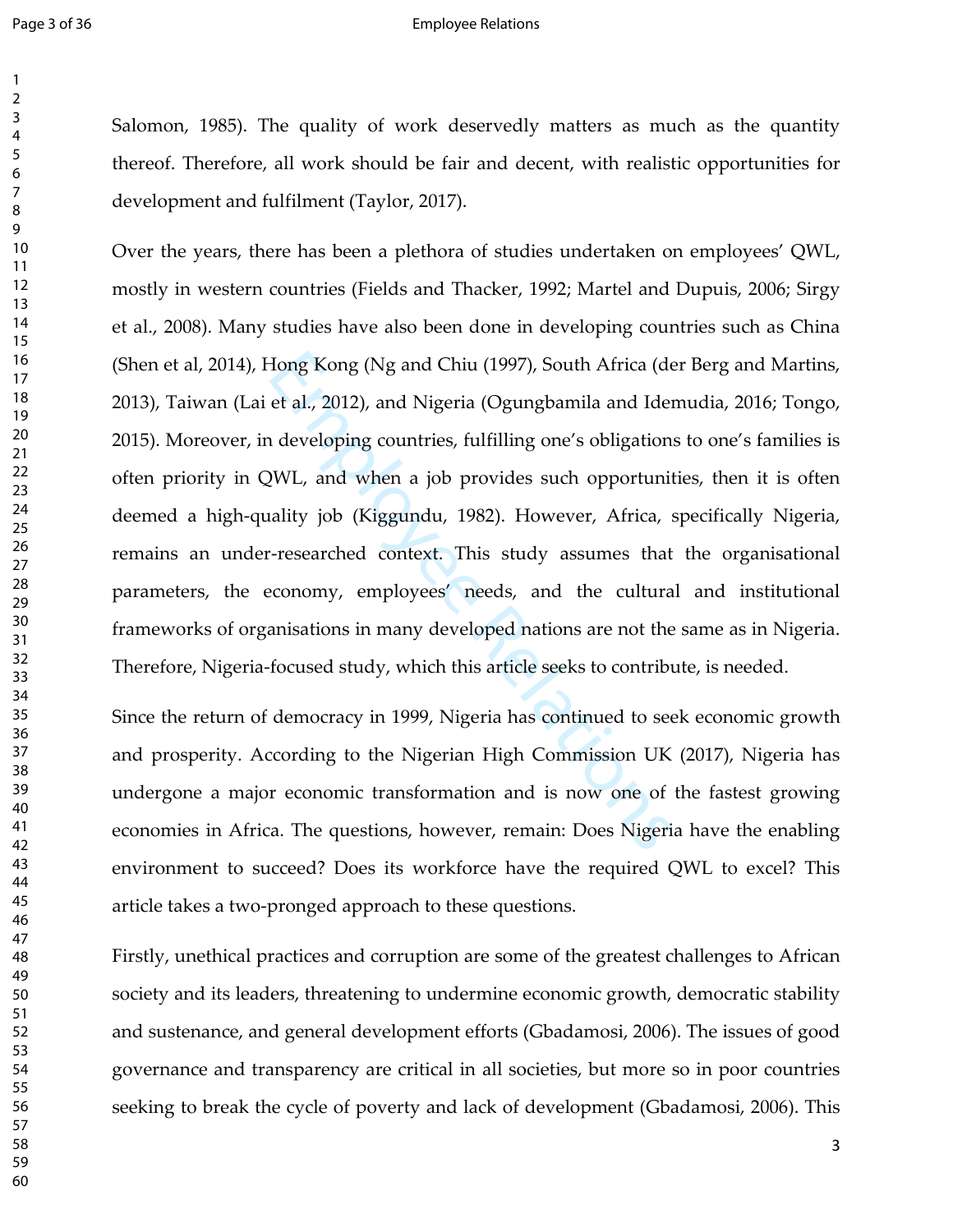Salomon, 1985). The quality of work deservedly matters as much as the quantity thereof. Therefore, all work should be fair and decent, with realistic opportunities for development and fulfilment (Taylor, 2017).

Over the years, there has been a plethora of studies undertaken on employees' QWL, mostly in western countries (Fields and Thacker, 1992; Martel and Dupuis, 2006; Sirgy et al., 2008). Many studies have also been done in developing countries such as China (Shen et al, 2014), Hong Kong (Ng and Chiu (1997), South Africa (der Berg and Martins, 2013), Taiwan (Lai et al., 2012), and Nigeria (Ogungbamila and Idemudia, 2016; Tongo, 2015). Moreover, in developing countries, fulfilling one's obligations to one's families is often priority in QWL, and when a job provides such opportunities, then it is often deemed a high-quality job (Kiggundu, 1982). However, Africa, specifically Nigeria, remains an under-researched context. This study assumes that the organisational parameters, the economy, employees' needs, and the cultural and institutional frameworks of organisations in many developed nations are not the same as in Nigeria. Therefore, Nigeria-focused study, which this article seeks to contribute, is needed.

Since the return of democracy in 1999, Nigeria has continued to seek economic growth and prosperity. According to the Nigerian High Commission UK (2017), Nigeria has undergone a major economic transformation and is now one of the fastest growing economies in Africa. The questions, however, remain: Does Nigeria have the enabling environment to succeed? Does its workforce have the required QWL to excel? This article takes a two-pronged approach to these questions.

Firstly, unethical practices and corruption are some of the greatest challenges to African society and its leaders, threatening to undermine economic growth, democratic stability and sustenance, and general development efforts (Gbadamosi, 2006). The issues of good governance and transparency are critical in all societies, but more so in poor countries seeking to break the cycle of poverty and lack of development (Gbadamosi, 2006). This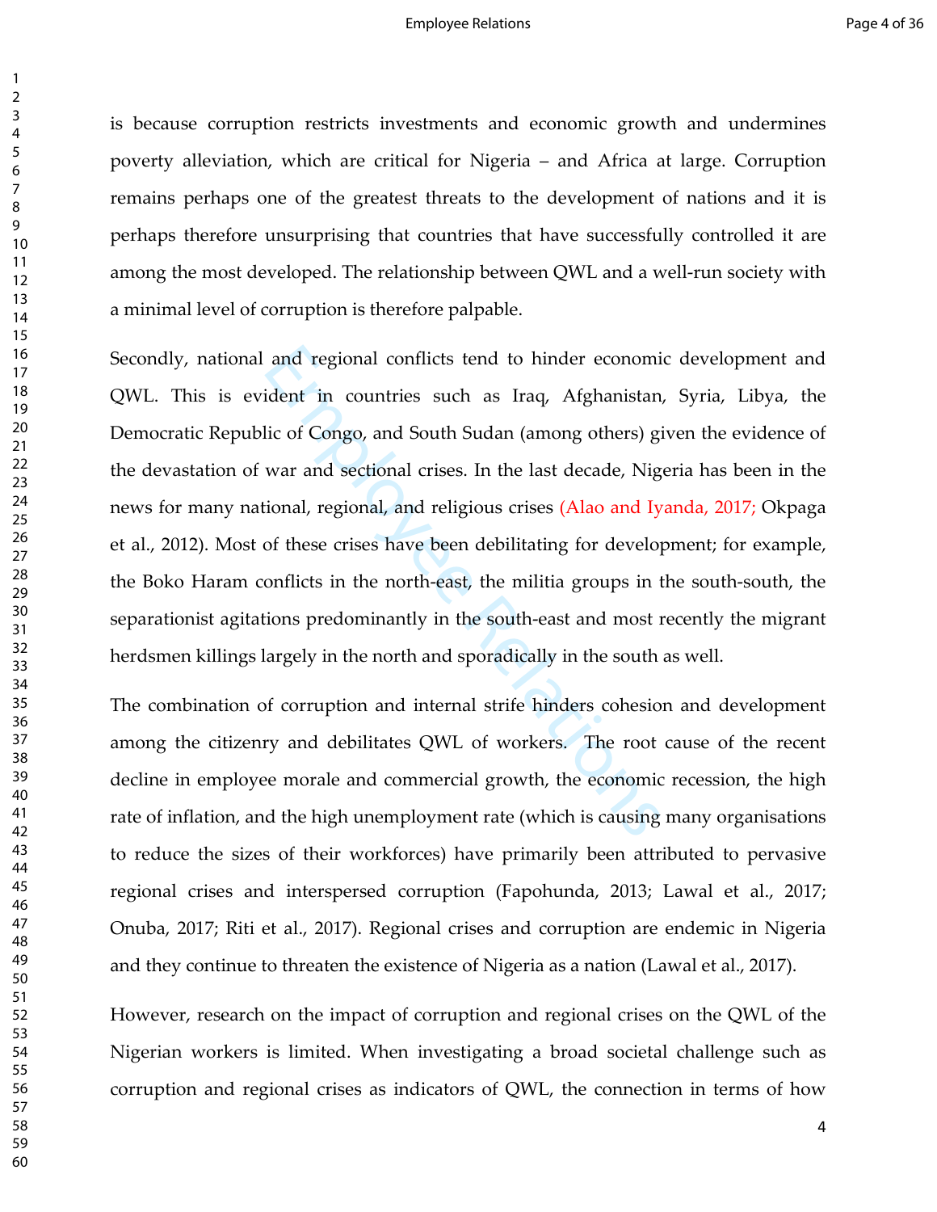is because corruption restricts investments and economic growth and undermines poverty alleviation, which are critical for Nigeria – and Africa at large. Corruption remains perhaps one of the greatest threats to the development of nations and it is perhaps therefore unsurprising that countries that have successfully controlled it are among the most developed. The relationship between QWL and a well-run society with a minimal level of corruption is therefore palpable.

Secondly, national and regional conflicts tend to hinder economic development and QWL. This is evident in countries such as Iraq, Afghanistan, Syria, Libya, the Democratic Republic of Congo, and South Sudan (among others) given the evidence of the devastation of war and sectional crises. In the last decade, Nigeria has been in the news for many national, regional, and religious crises (Alao and Iyanda, 2017; Okpaga et al., 2012). Most of these crises have been debilitating for development; for example, the Boko Haram conflicts in the north-east, the militia groups in the south-south, the separationist agitations predominantly in the south-east and most recently the migrant herdsmen killings largely in the north and sporadically in the south as well.

The combination of corruption and internal strife hinders cohesion and development among the citizenry and debilitates QWL of workers. The root cause of the recent decline in employee morale and commercial growth, the economic recession, the high rate of inflation, and the high unemployment rate (which is causing many organisations to reduce the sizes of their workforces) have primarily been attributed to pervasive regional crises and interspersed corruption (Fapohunda, 2013; Lawal et al., 2017; Onuba, 2017; Riti et al., 2017). Regional crises and corruption are endemic in Nigeria and they continue to threaten the existence of Nigeria as a nation (Lawal et al., 2017).

However, research on the impact of corruption and regional crises on the QWL of the Nigerian workers is limited. When investigating a broad societal challenge such as corruption and regional crises as indicators of QWL, the connection in terms of how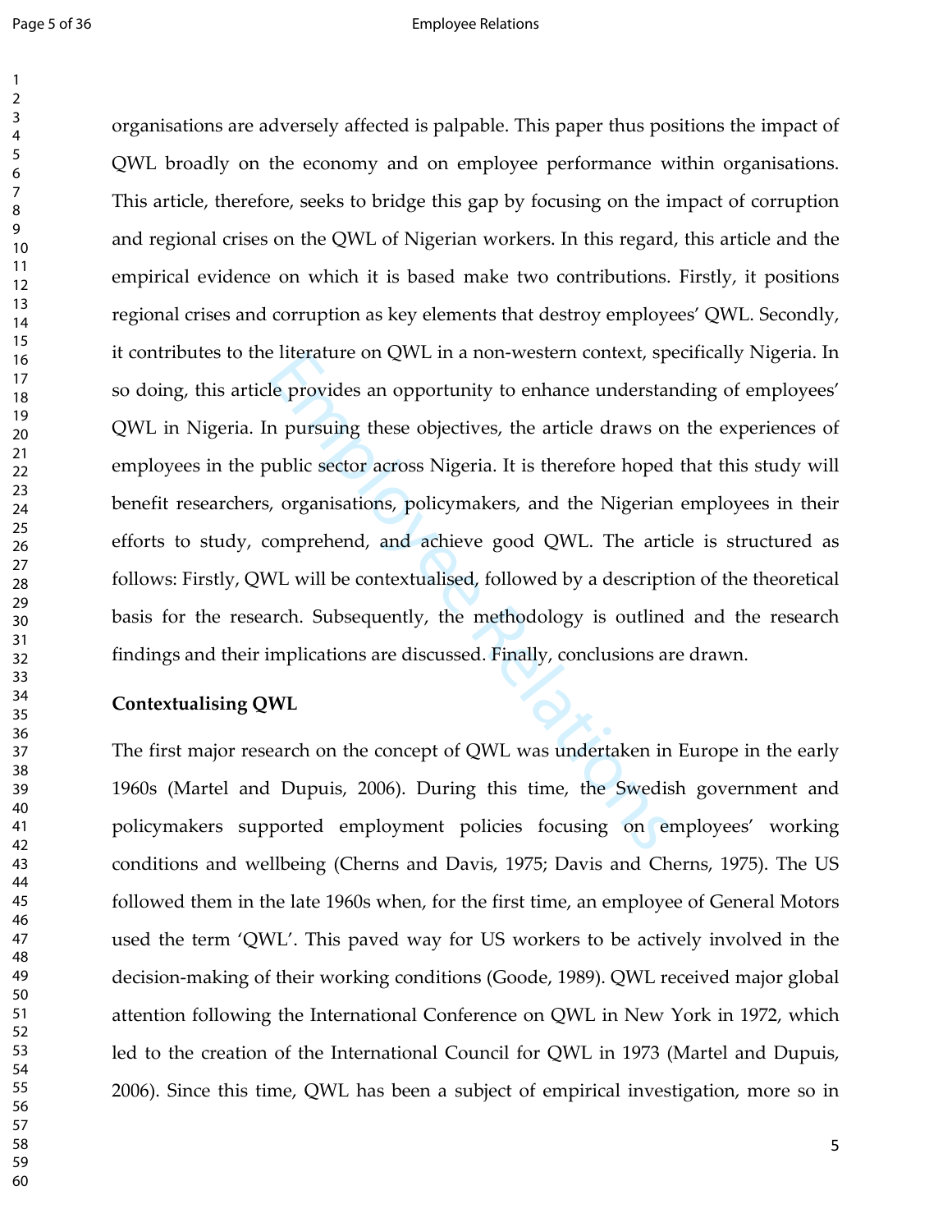organisations are adversely affected is palpable. This paper thus positions the impact of QWL broadly on the economy and on employee performance within organisations. This article, therefore, seeks to bridge this gap by focusing on the impact of corruption and regional crises on the QWL of Nigerian workers. In this regard, this article and the empirical evidence on which it is based make two contributions. Firstly, it positions regional crises and corruption as key elements that destroy employees' QWL. Secondly, it contributes to the literature on QWL in a non-western context, specifically Nigeria. In so doing, this article provides an opportunity to enhance understanding of employees' QWL in Nigeria. In pursuing these objectives, the article draws on the experiences of employees in the public sector across Nigeria. It is therefore hoped that this study will benefit researchers, organisations, policymakers, and the Nigerian employees in their efforts to study, comprehend, and achieve good QWL. The article is structured as follows: Firstly, QWL will be contextualised, followed by a description of the theoretical basis for the research. Subsequently, the methodology is outlined and the research findings and their implications are discussed. Finally, conclusions are drawn.

**Contextualising QWL**

The first major research on the concept of QWL was undertaken in Europe in the early 1960s (Martel and Dupuis, 2006). During this time, the Swedish government and policymakers supported employment policies focusing on employees' working conditions and wellbeing (Cherns and Davis, 1975; Davis and Cherns, 1975). The US followed them in the late 1960s when, for the first time, an employee of General Motors used the term 'QWL'. This paved way for US workers to be actively involved in the decision-making of their working conditions (Goode, 1989). QWL received major global attention following the International Conference on QWL in New York in 1972, which led to the creation of the International Council for QWL in 1973 (Martel and Dupuis, 2006). Since this time, QWL has been a subject of empirical investigation, more so in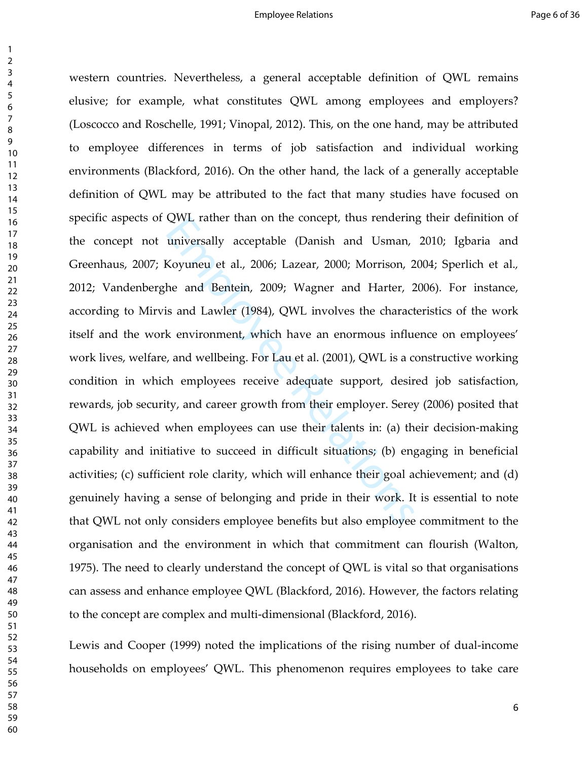western countries. Nevertheless, a general acceptable definition of QWL remains elusive; for example, what constitutes QWL among employees and employers? (Loscocco and Roschelle, 1991; Vinopal, 2012). This, on the one hand, may be attributed to employee differences in terms of job satisfaction and individual working environments (Blackford, 2016). On the other hand, the lack of a generally acceptable definition of QWL may be attributed to the fact that many studies have focused on specific aspects of QWL rather than on the concept, thus rendering their definition of the concept not universally acceptable (Danish and Usman, 2010; Igbaria and Greenhaus, 2007; Koyuneu et al., 2006; Lazear, 2000; Morrison, 2004; Sperlich et al., 2012; Vandenberghe and Bentein, 2009; Wagner and Harter, 2006). For instance, according to Mirvis and Lawler (1984), QWL involves the characteristics of the work itself and the work environment, which have an enormous influence on employees' work lives, welfare, and wellbeing. For Lau et al. (2001), QWL is a constructive working condition in which employees receive adequate support, desired job satisfaction, rewards, job security, and career growth from their employer. Serey (2006) posited that QWL is achieved when employees can use their talents in: (a) their decision-making capability and initiative to succeed in difficult situations; (b) engaging in beneficial activities; (c) sufficient role clarity, which will enhance their goal achievement; and (d) genuinely having a sense of belonging and pride in their work. It is essential to note that QWL not only considers employee benefits but also employee commitment to the organisation and the environment in which that commitment can flourish (Walton, 1975). The need to clearly understand the concept of QWL is vital so that organisations can assess and enhance employee QWL (Blackford, 2016). However, the factors relating to the concept are complex and multi-dimensional (Blackford, 2016).

Lewis and Cooper (1999) noted the implications of the rising number of dual-income households on employees' QWL. This phenomenon requires employees to take care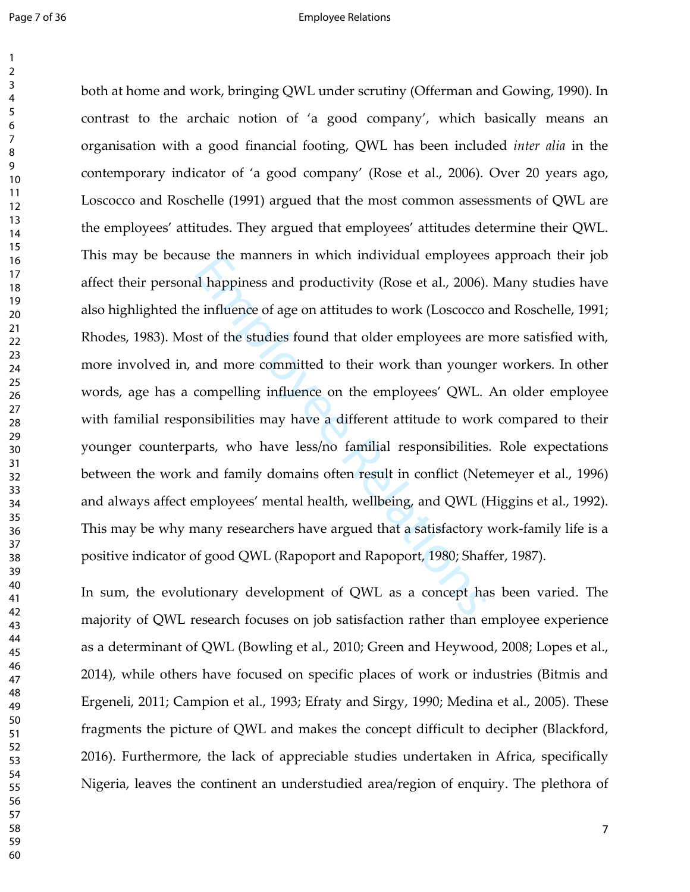both at home and work, bringing QWL under scrutiny (Offerman and Gowing, 1990). In contrast to the archaic notion of 'a good company', which basically means an organisation with a good financial footing, QWL has been included *inter alia* in the contemporary indicator of 'a good company' (Rose et al., 2006). Over 20 years ago, Loscocco and Roschelle (1991) argued that the most common assessments of QWL are the employees' attitudes. They argued that employees' attitudes determine their QWL. This may be because the manners in which individual employees approach their job affect their personal happiness and productivity (Rose et al., 2006). Many studies have also highlighted the influence of age on attitudes to work (Loscocco and Roschelle, 1991; Rhodes, 1983). Most of the studies found that older employees are more satisfied with, more involved in, and more committed to their work than younger workers. In other words, age has a compelling influence on the employees' QWL. An older employee with familial responsibilities may have a different attitude to work compared to their younger counterparts, who have less/no familial responsibilities. Role expectations between the work and family domains often result in conflict (Netemeyer et al., 1996) and always affect employees' mental health, wellbeing, and QWL (Higgins et al., 1992). This may be why many researchers have argued that a satisfactory work-family life is a positive indicator of good QWL (Rapoport and Rapoport, 1980; Shaffer, 1987).

In sum, the evolutionary development of QWL as a concept has been varied. The majority of QWL research focuses on job satisfaction rather than employee experience as a determinant of QWL (Bowling et al., 2010; Green and Heywood, 2008; Lopes et al., 2014), while others have focused on specific places of work or industries (Bitmis and Ergeneli, 2011; Campion et al., 1993; Efraty and Sirgy, 1990; Medina et al., 2005). These fragments the picture of QWL and makes the concept difficult to decipher (Blackford, 2016). Furthermore, the lack of appreciable studies undertaken in Africa, specifically Nigeria, leaves the continent an understudied area/region of enquiry. The plethora of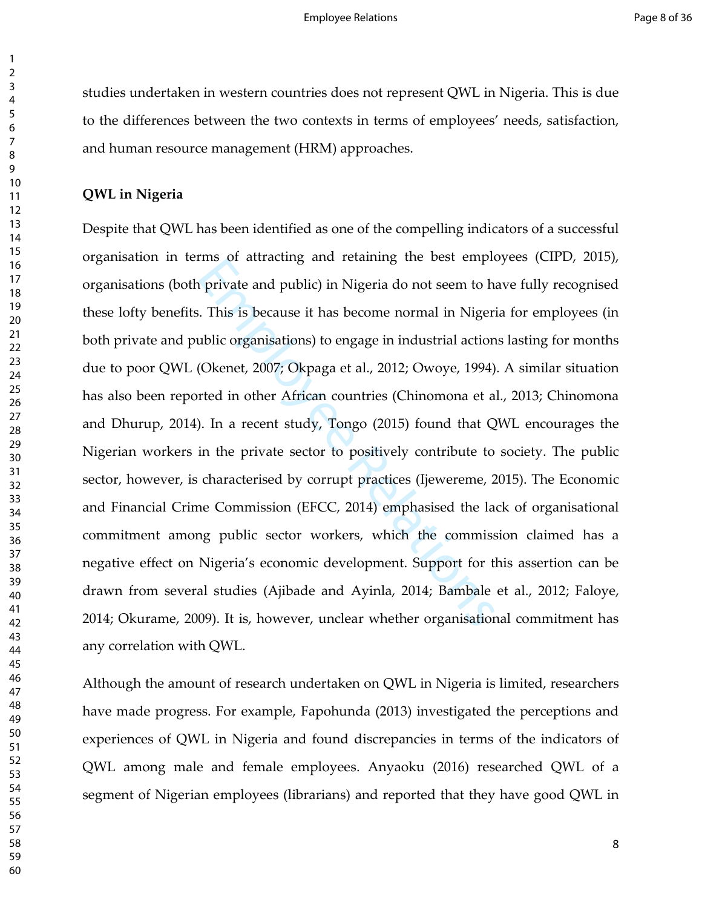studies undertaken in western countries does not represent QWL in Nigeria. This is due to the differences between the two contexts in terms of employees' needs, satisfaction, and human resource management (HRM) approaches.

**QWL in Nigeria**

Despite that QWL has been identified as one of the compelling indicators of a successful organisation in terms of attracting and retaining the best employees (CIPD, 2015), organisations (both private and public) in Nigeria do not seem to have fully recognised these lofty benefits. This is because it has become normal in Nigeria for employees (in both private and public organisations) to engage in industrial actions lasting for months due to poor QWL (Okenet, 2007; Okpaga et al., 2012; Owoye, 1994). A similar situation has also been reported in other African countries (Chinomona et al., 2013; Chinomona and Dhurup, 2014). In a recent study, Tongo (2015) found that QWL encourages the Nigerian workers in the private sector to positively contribute to society. The public sector, however, is characterised by corrupt practices (Ijewereme, 2015). The Economic and Financial Crime Commission (EFCC, 2014) emphasised the lack of organisational commitment among public sector workers, which the commission claimed has a negative effect on Nigeria's economic development. Support for this assertion can be drawn from several studies (Ajibade and Ayinla, 2014; Bambale et al., 2012; Faloye, 2014; Okurame, 2009). It is, however, unclear whether organisational commitment has any correlation with QWL.

Although the amount of research undertaken on QWL in Nigeria is limited, researchers have made progress. For example, Fapohunda (2013) investigated the perceptions and experiences of QWL in Nigeria and found discrepancies in terms of the indicators of QWL among male and female employees. Anyaoku (2016) researched QWL of a segment of Nigerian employees (librarians) and reported that they have good QWL in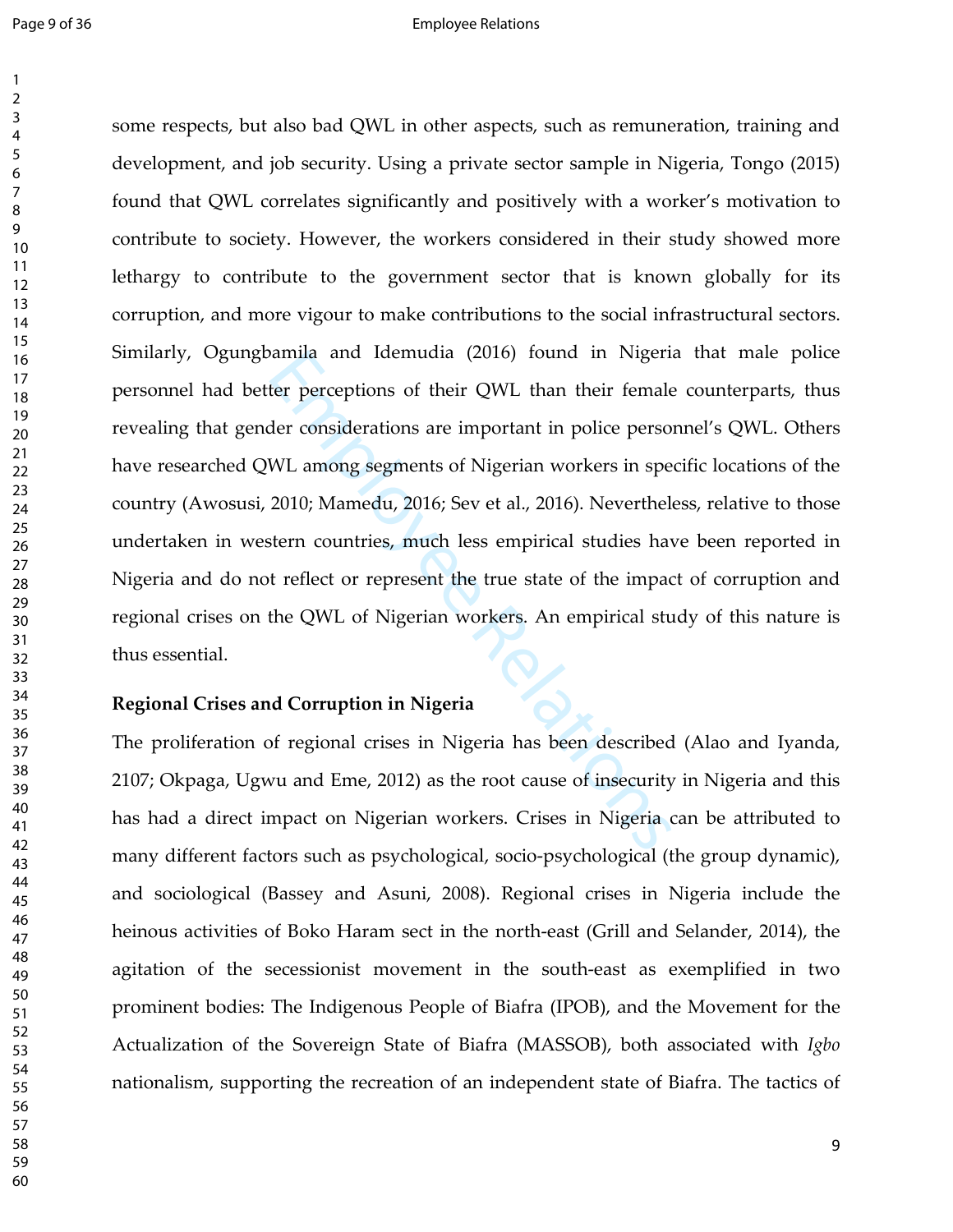some respects, but also bad QWL in other aspects, such as remuneration, training and development, and job security. Using a private sector sample in Nigeria, Tongo (2015) found that QWL correlates significantly and positively with a worker's motivation to contribute to society. However, the workers considered in their study showed more lethargy to contribute to the government sector that is known globally for its corruption, and more vigour to make contributions to the social infrastructural sectors. Similarly, Ogungbamila and Idemudia (2016) found in Nigeria that male police personnel had better perceptions of their QWL than their female counterparts, thus revealing that gender considerations are important in police personnel's QWL. Others have researched QWL among segments of Nigerian workers in specific locations of the country (Awosusi, 2010; Mamedu, 2016; Sev et al., 2016). Nevertheless, relative to those undertaken in western countries, much less empirical studies have been reported in Nigeria and do not reflect or represent the true state of the impact of corruption and regional crises on the QWL of Nigerian workers. An empirical study of this nature is thus essential.

**Regional Crises and Corruption in Nigeria**

The proliferation of regional crises in Nigeria has been described (Alao and Iyanda, 2107; Okpaga, Ugwu and Eme, 2012) as the root cause of insecurity in Nigeria and this has had a direct impact on Nigerian workers. Crises in Nigeria can be attributed to many different factors such as psychological, socio-psychological (the group dynamic), and sociological (Bassey and Asuni, 2008). Regional crises in Nigeria include the heinous activities of Boko Haram sect in the north-east (Grill and Selander, 2014), the agitation of the secessionist movement in the south-east as exemplified in two prominent bodies: The Indigenous People of Biafra (IPOB), and the Movement for the Actualization of the Sovereign State of Biafra (MASSOB), both associated with *Igbo* nationalism, supporting the recreation of an independent state of Biafra. The tactics of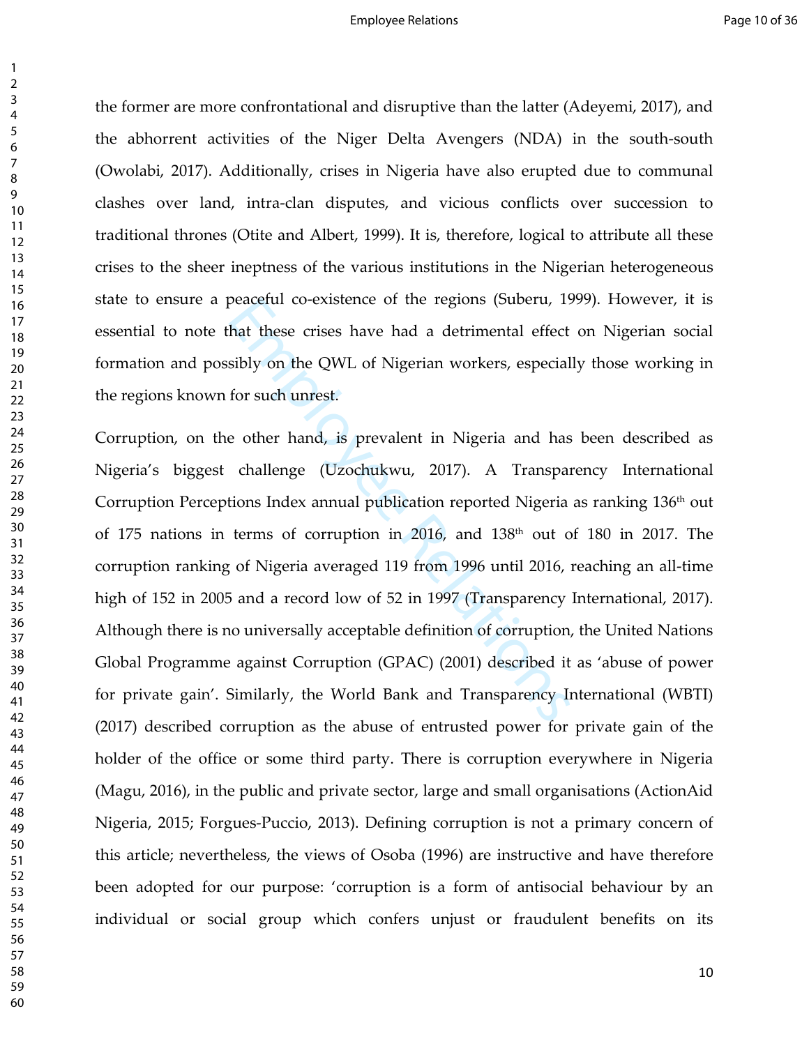the former are more confrontational and disruptive than the latter (Adeyemi, 2017), and the abhorrent activities of the Niger Delta Avengers (NDA) in the south-south (Owolabi, 2017). Additionally, crises in Nigeria have also erupted due to communal clashes over land, intra-clan disputes, and vicious conflicts over succession to traditional thrones (Otite and Albert, 1999). It is, therefore, logical to attribute all these crises to the sheer ineptness of the various institutions in the Nigerian heterogeneous state to ensure a peaceful co-existence of the regions (Suberu, 1999). However, it is essential to note that these crises have had a detrimental effect on Nigerian social formation and possibly on the QWL of Nigerian workers, especially those working in the regions known for such unrest.

Corruption, on the other hand, is prevalent in Nigeria and has been described as Nigeria's biggest challenge (Uzochukwu, 2017). A Transparency International Corruption Perceptions Index annual publication reported Nigeria as ranking 136th out of 175 nations in terms of corruption in 2016, and 138th out of 180 in 2017. The corruption ranking of Nigeria averaged 119 from 1996 until 2016, reaching an all-time high of 152 in 2005 and a record low of 52 in 1997 (Transparency International, 2017). Although there is no universally acceptable definition of corruption, the United Nations Global Programme against Corruption (GPAC) (2001) described it as 'abuse of power for private gain'. Similarly, the World Bank and Transparency International (WBTI) (2017) described corruption as the abuse of entrusted power for private gain of the holder of the office or some third party. There is corruption everywhere in Nigeria (Magu, 2016), in the public and private sector, large and small organisations (ActionAid Nigeria, 2015; Forgues-Puccio, 2013). Defining corruption is not a primary concern of this article; nevertheless, the views of Osoba (1996) are instructive and have therefore been adopted for our purpose: 'corruption is a form of antisocial behaviour by an individual or social group which confers unjust or fraudulent benefits on its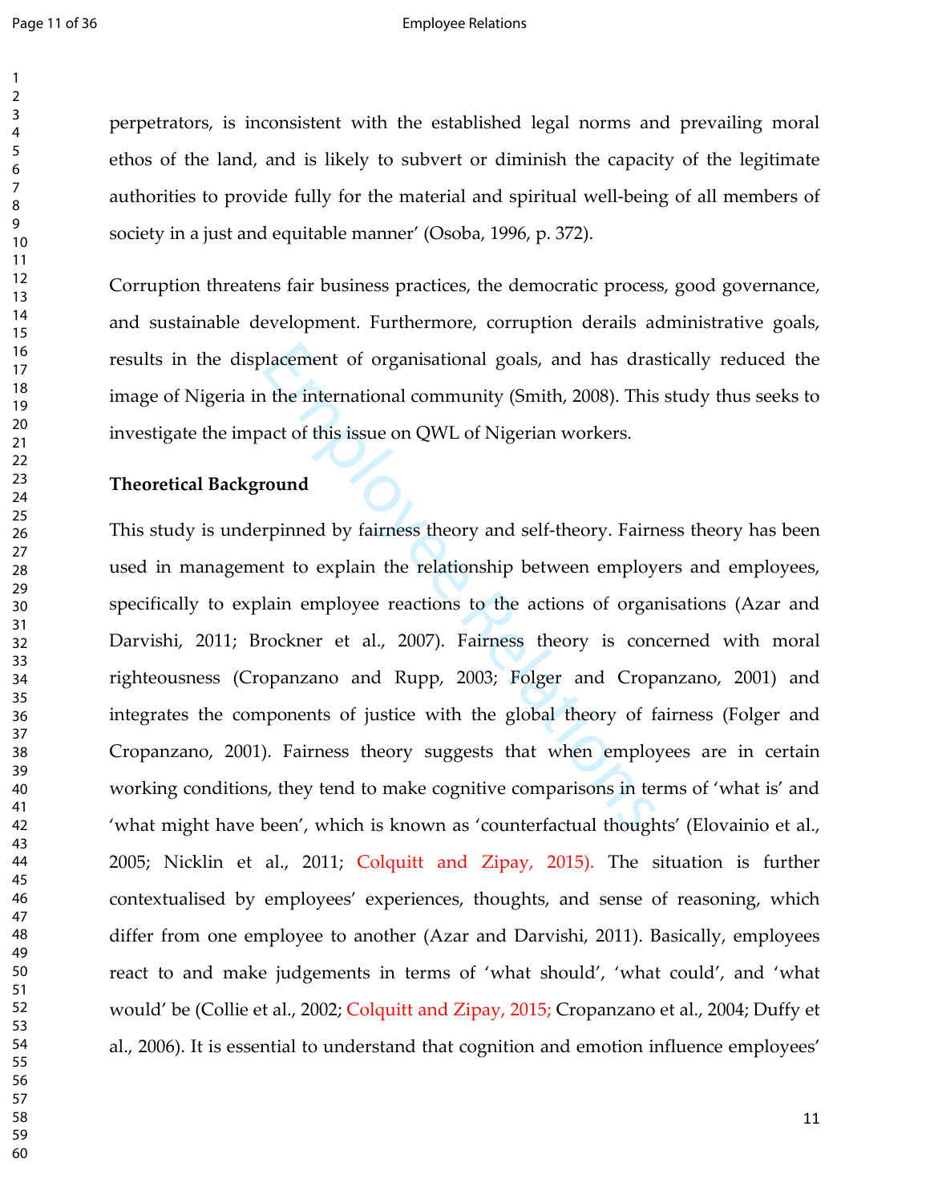perpetrators, is inconsistent with the established legal norms and prevailing moral ethos of the land, and is likely to subvert or diminish the capacity of the legitimate authorities to provide fully for the material and spiritual well-being of all members of society in a just and equitable manner' (Osoba, 1996, p. 372).

Corruption threatens fair business practices, the democratic process, good governance, and sustainable development. Furthermore, corruption derails administrative goals, results in the displacement of organisational goals, and has drastically reduced the image of Nigeria in the international community (Smith, 2008). This study thus seeks to investigate the impact of this issue on QWL of Nigerian workers.

**Theoretical Background**

This study is underpinned by fairness theory and self-theory. Fairness theory has been used in management to explain the relationship between employers and employees, specifically to explain employee reactions to the actions of organisations (Azar and Darvishi, 2011; Brockner et al., 2007). Fairness theory is concerned with moral righteousness (Cropanzano and Rupp, 2003; Folger and Cropanzano, 2001) and integrates the components of justice with the global theory of fairness (Folger and Cropanzano, 2001). Fairness theory suggests that when employees are in certain working conditions, they tend to make cognitive comparisons in terms of 'what is' and 'what might have been', which is known as 'counterfactual thoughts' (Elovainio et al., 2005; Nicklin et al., 2011; Colquitt and Zipay, 2015). The situation is further contextualised by employees' experiences, thoughts, and sense of reasoning, which differ from one employee to another (Azar and Darvishi, 2011). Basically, employees react to and make judgements in terms of 'what should', 'what could', and 'what would' be (Collie et al., 2002; Colquitt and Zipay, 2015; Cropanzano et al., 2004; Duffy et al., 2006). It is essential to understand that cognition and emotion influence employees'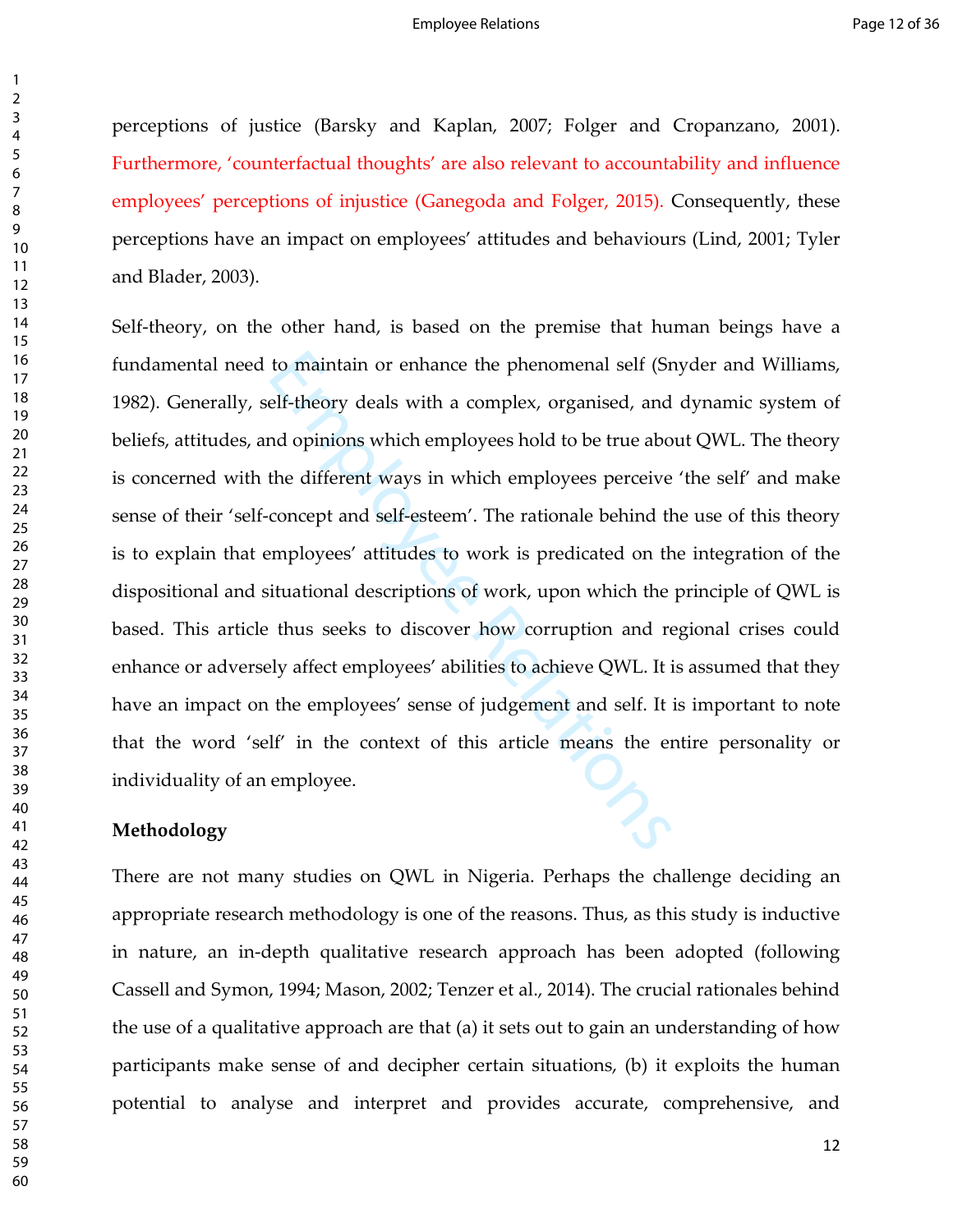perceptions of justice (Barsky and Kaplan, 2007; Folger and Cropanzano, 2001). Furthermore, 'counterfactual thoughts' are also relevant to accountability and influence employees' perceptions of injustice (Ganegoda and Folger, 2015). Consequently, these perceptions have an impact on employees' attitudes and behaviours (Lind, 2001; Tyler and Blader, 2003).

Self-theory, on the other hand, is based on the premise that human beings have a fundamental need to maintain or enhance the phenomenal self (Snyder and Williams, 1982). Generally, self-theory deals with a complex, organised, and dynamic system of beliefs, attitudes, and opinions which employees hold to be true about QWL. The theory is concerned with the different ways in which employees perceive 'the self' and make sense of their 'self-concept and self-esteem'. The rationale behind the use of this theory is to explain that employees' attitudes to work is predicated on the integration of the dispositional and situational descriptions of work, upon which the principle of QWL is based. This article thus seeks to discover how corruption and regional crises could enhance or adversely affect employees' abilities to achieve QWL. It is assumed that they have an impact on the employees' sense of judgement and self. It is important to note that the word 'self' in the context of this article means the entire personality or individuality of an employee.

**Methodology**

There are not many studies on QWL in Nigeria. Perhaps the challenge deciding an appropriate research methodology is one of the reasons. Thus, as this study is inductive in nature, an in-depth qualitative research approach has been adopted (following Cassell and Symon, 1994; Mason, 2002; Tenzer et al., 2014). The crucial rationales behind the use of a qualitative approach are that (a) it sets out to gain an understanding of how participants make sense of and decipher certain situations, (b) it exploits the human potential to analyse and interpret and provides accurate, comprehensive, and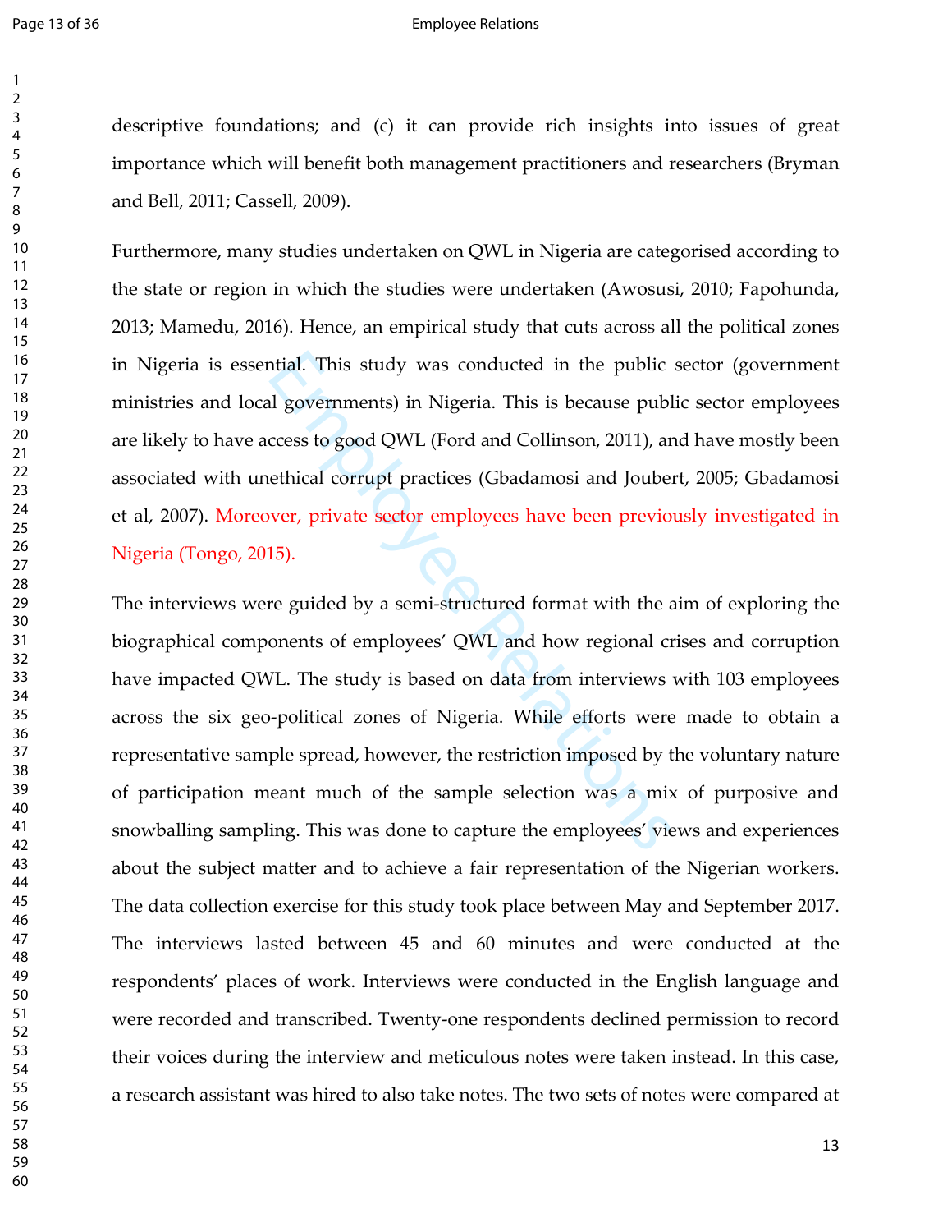descriptive foundations; and (c) it can provide rich insights into issues of great importance which will benefit both management practitioners and researchers (Bryman and Bell, 2011; Cassell, 2009).

Furthermore, many studies undertaken on QWL in Nigeria are categorised according to the state or region in which the studies were undertaken (Awosusi, 2010; Fapohunda, 2013; Mamedu, 2016). Hence, an empirical study that cuts across all the political zones in Nigeria is essential. This study was conducted in the public sector (government ministries and local governments) in Nigeria. This is because public sector employees are likely to have access to good QWL (Ford and Collinson, 2011), and have mostly been associated with unethical corrupt practices (Gbadamosi and Joubert, 2005; Gbadamosi et al, 2007). Moreover, private sector employees have been previously investigated in Nigeria (Tongo, 2015).

The interviews were guided by a semi-structured format with the aim of exploring the biographical components of employees' QWL and how regional crises and corruption have impacted QWL. The study is based on data from interviews with 103 employees across the six geo-political zones of Nigeria. While efforts were made to obtain a representative sample spread, however, the restriction imposed by the voluntary nature of participation meant much of the sample selection was a mix of purposive and snowballing sampling. This was done to capture the employees' views and experiences about the subject matter and to achieve a fair representation of the Nigerian workers. The data collection exercise for this study took place between May and September 2017. The interviews lasted between 45 and 60 minutes and were conducted at the respondents' places of work. Interviews were conducted in the English language and were recorded and transcribed. Twenty-one respondents declined permission to record their voices during the interview and meticulous notes were taken instead. In this case, a research assistant was hired to also take notes. The two sets of notes were compared at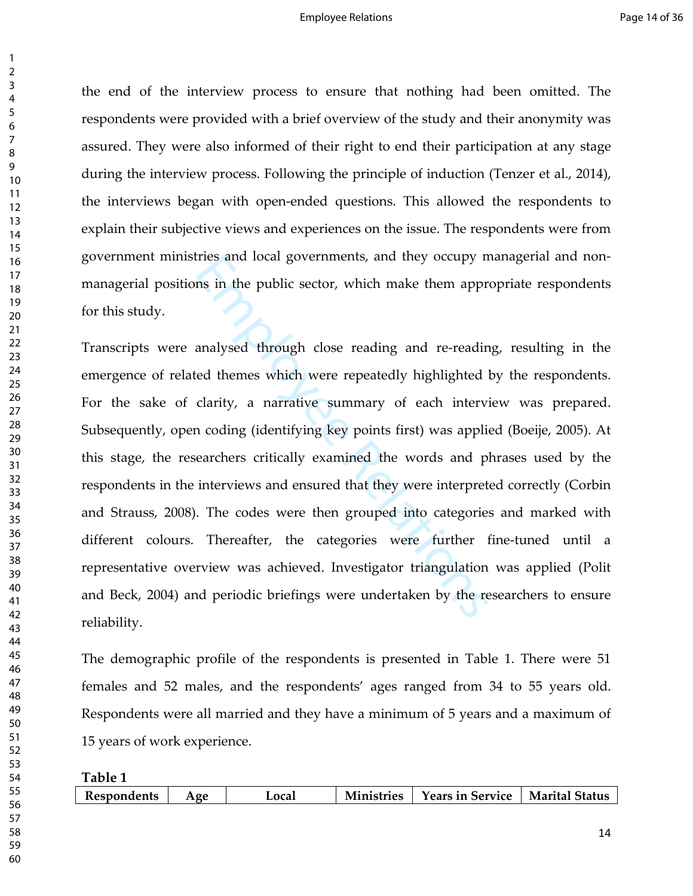the end of the interview process to ensure that nothing had been omitted. The respondents were provided with a brief overview of the study and their anonymity was assured. They were also informed of their right to end their participation at any stage during the interview process. Following the principle of induction (Tenzer et al., 2014), the interviews began with open-ended questions. This allowed the respondents to explain their subjective views and experiences on the issue. The respondents were from government ministries and local governments, and they occupy managerial and non-managerial positions in the public sector, which make them appropriate respondents for this study.

Transcripts were analysed through close reading and re-reading, resulting in the emergence of related themes which were repeatedly highlighted by the respondents. For the sake of clarity, a narrative summary of each interview was prepared. Subsequently, open coding (identifying key points first) was applied (Boeije, 2005). At this stage, the researchers critically examined the words and phrases used by the respondents in the interviews and ensured that they were interpreted correctly (Corbin and Strauss, 2008). The codes were then grouped into categories and marked with different colours. Thereafter, the categories were further fine-tuned until a representative overview was achieved. Investigator triangulation was applied (Polit and Beck, 2004) and periodic briefings were undertaken by the researchers to ensure reliability.

The demographic profile of the respondents is presented in Table 1. There were 51 females and 52 males, and the respondents' ages ranged from 34 to 55 years old. Respondents were all married and they have a minimum of 5 years and a maximum of 15 years of work experience.

**Table 1**

| Respondents | Age | Local | Ministries | Years in Service | Marital Status |
|---|---|---|---|---|---|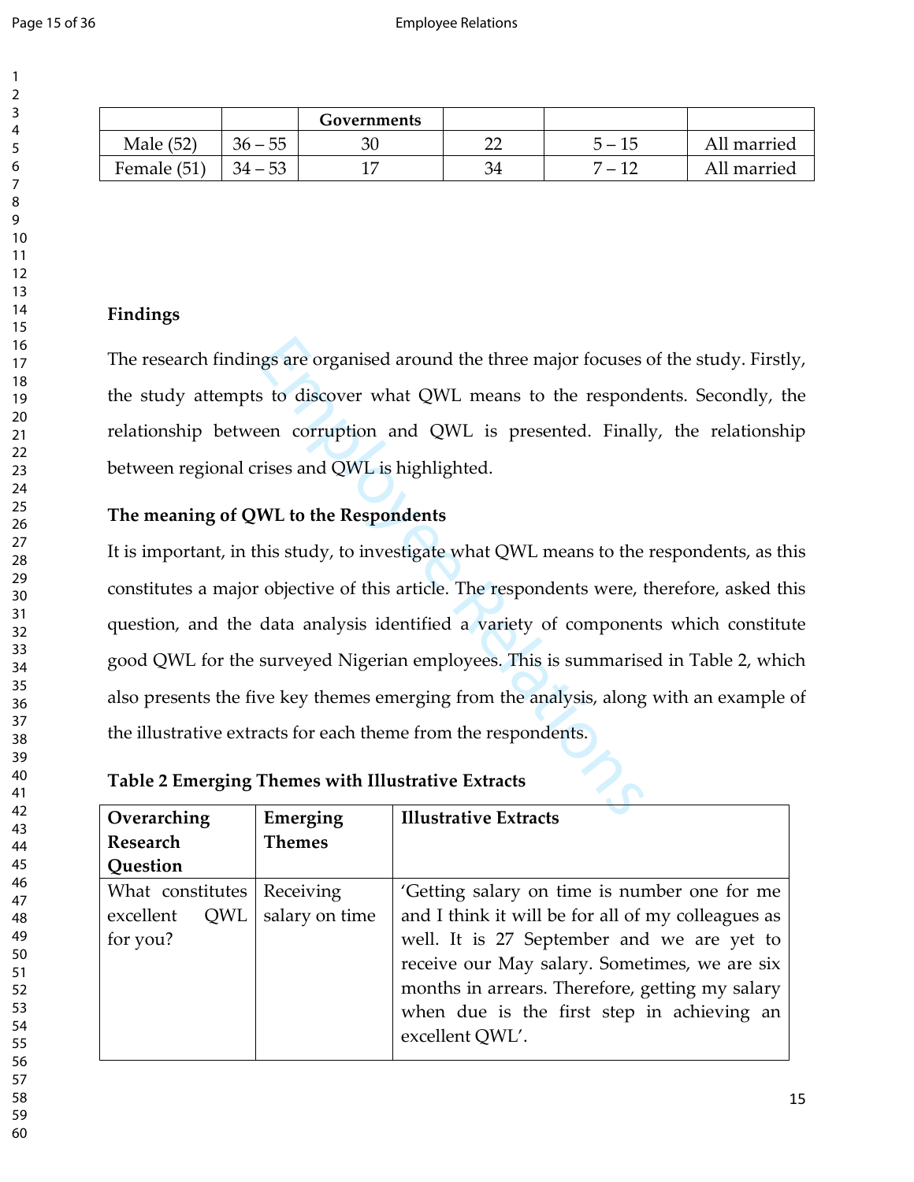| | | Governments | | | |
|---|---|---|---|---|---|
| Male (52) | 36 – 55 | 30 | 22 | 5 – 15 | All married |
| Female (51) | 34 – 53 | 17 | 34 | 7 – 12 | All married |

## Findings

The research findings are organised around the three major focuses of the study. Firstly, the study attempts to discover what QWL means to the respondents. Secondly, the relationship between corruption and QWL is presented. Finally, the relationship between regional crises and QWL is highlighted.

### The meaning of QWL to the Respondents

It is important, in this study, to investigate what QWL means to the respondents, as this constitutes a major objective of this article. The respondents were, therefore, asked this question, and the data analysis identified a variety of components which constitute good QWL for the surveyed Nigerian employees. This is summarised in Table 2, which also presents the five key themes emerging from the analysis, along with an example of the illustrative extracts for each theme from the respondents.

**Table 2 Emerging Themes with Illustrative Extracts**

| Overarching Research Question | Emerging Themes | Illustrative Extracts |
|---|---|---|
| What constitutes excellent QWL for you? | Receiving salary on time | 'Getting salary on time is number one for me and I think it will be for all of my colleagues as well. It is 27 September and we are yet to receive our May salary. Sometimes, we are six months in arrears. Therefore, getting my salary when due is the first step in achieving an excellent QWL'. |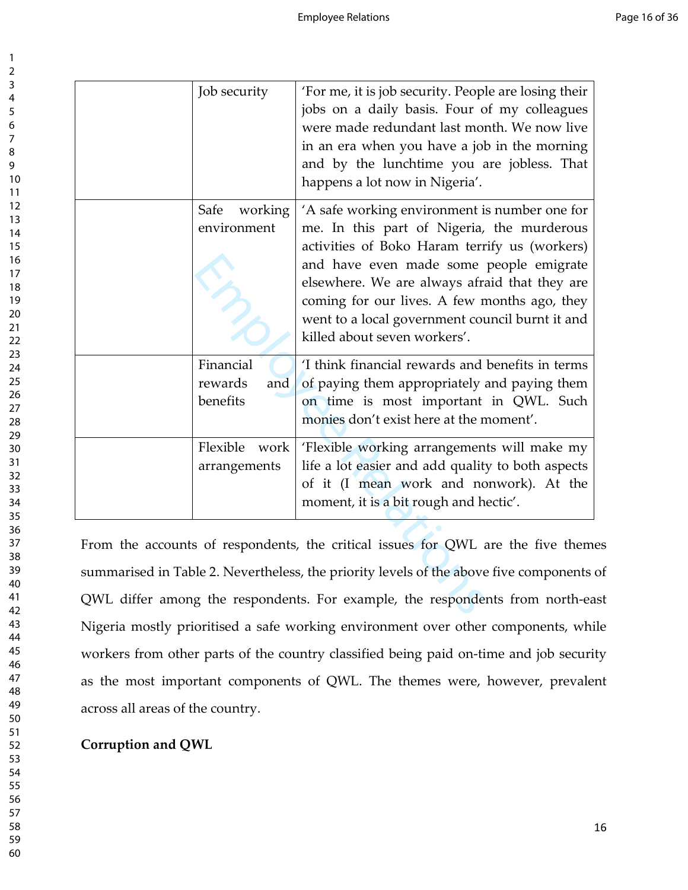|  |  |  |
|---|---|---|
|  | Job security | 'For me, it is job security. People are losing their jobs on a daily basis. Four of my colleagues were made redundant last month. We now live in an era when you have a job in the morning and by the lunchtime you are jobless. That happens a lot now in Nigeria'. |
|  | Safe working environment | 'A safe working environment is number one for me. In this part of Nigeria, the murderous activities of Boko Haram terrify us (workers) and have even made some people emigrate elsewhere. We are always afraid that they are coming for our lives. A few months ago, they went to a local government council burnt it and killed about seven workers'. |
|  | Financial rewards and benefits | 'I think financial rewards and benefits in terms of paying them appropriately and paying them on time is most important in QWL. Such monies don't exist here at the moment'. |
|  | Flexible work arrangements | 'Flexible working arrangements will make my life a lot easier and add quality to both aspects of it (I mean work and nonwork). At the moment, it is a bit rough and hectic'. |

From the accounts of respondents, the critical issues for QWL are the five themes summarised in Table 2. Nevertheless, the priority levels of the above five components of QWL differ among the respondents. For example, the respondents from north-east Nigeria mostly prioritised a safe working environment over other components, while workers from other parts of the country classified being paid on-time and job security as the most important components of QWL. The themes were, however, prevalent across all areas of the country.

**Corruption and QWL**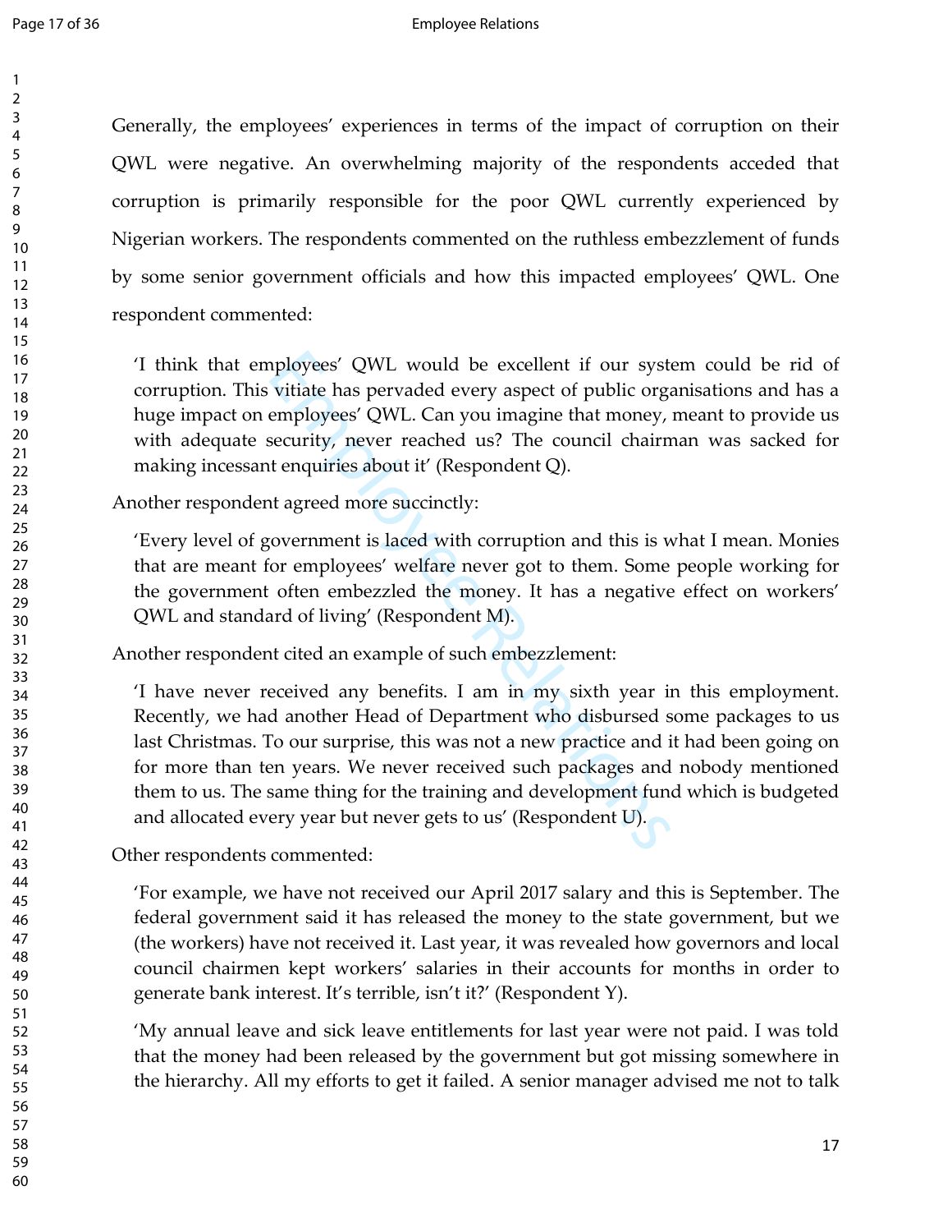Generally, the employees' experiences in terms of the impact of corruption on their QWL were negative. An overwhelming majority of the respondents acceded that corruption is primarily responsible for the poor QWL currently experienced by Nigerian workers. The respondents commented on the ruthless embezzlement of funds by some senior government officials and how this impacted employees' QWL. One respondent commented:

> 'I think that employees' QWL would be excellent if our system could be rid of corruption. This vitiate has pervaded every aspect of public organisations and has a huge impact on employees' QWL. Can you imagine that money, meant to provide us with adequate security, never reached us? The council chairman was sacked for making incessant enquiries about it' (Respondent Q).

Another respondent agreed more succinctly:

> 'Every level of government is laced with corruption and this is what I mean. Monies that are meant for employees' welfare never got to them. Some people working for the government often embezzled the money. It has a negative effect on workers' QWL and standard of living' (Respondent M).

Another respondent cited an example of such embezzlement:

> 'I have never received any benefits. I am in my sixth year in this employment. Recently, we had another Head of Department who disbursed some packages to us last Christmas. To our surprise, this was not a new practice and it had been going on for more than ten years. We never received such packages and nobody mentioned them to us. The same thing for the training and development fund which is budgeted and allocated every year but never gets to us' (Respondent U).

Other respondents commented:

> 'For example, we have not received our April 2017 salary and this is September. The federal government said it has released the money to the state government, but we (the workers) have not received it. Last year, it was revealed how governors and local council chairmen kept workers' salaries in their accounts for months in order to generate bank interest. It's terrible, isn't it?' (Respondent Y).

> 'My annual leave and sick leave entitlements for last year were not paid. I was told that the money had been released by the government but got missing somewhere in the hierarchy. All my efforts to get it failed. A senior manager advised me not to talk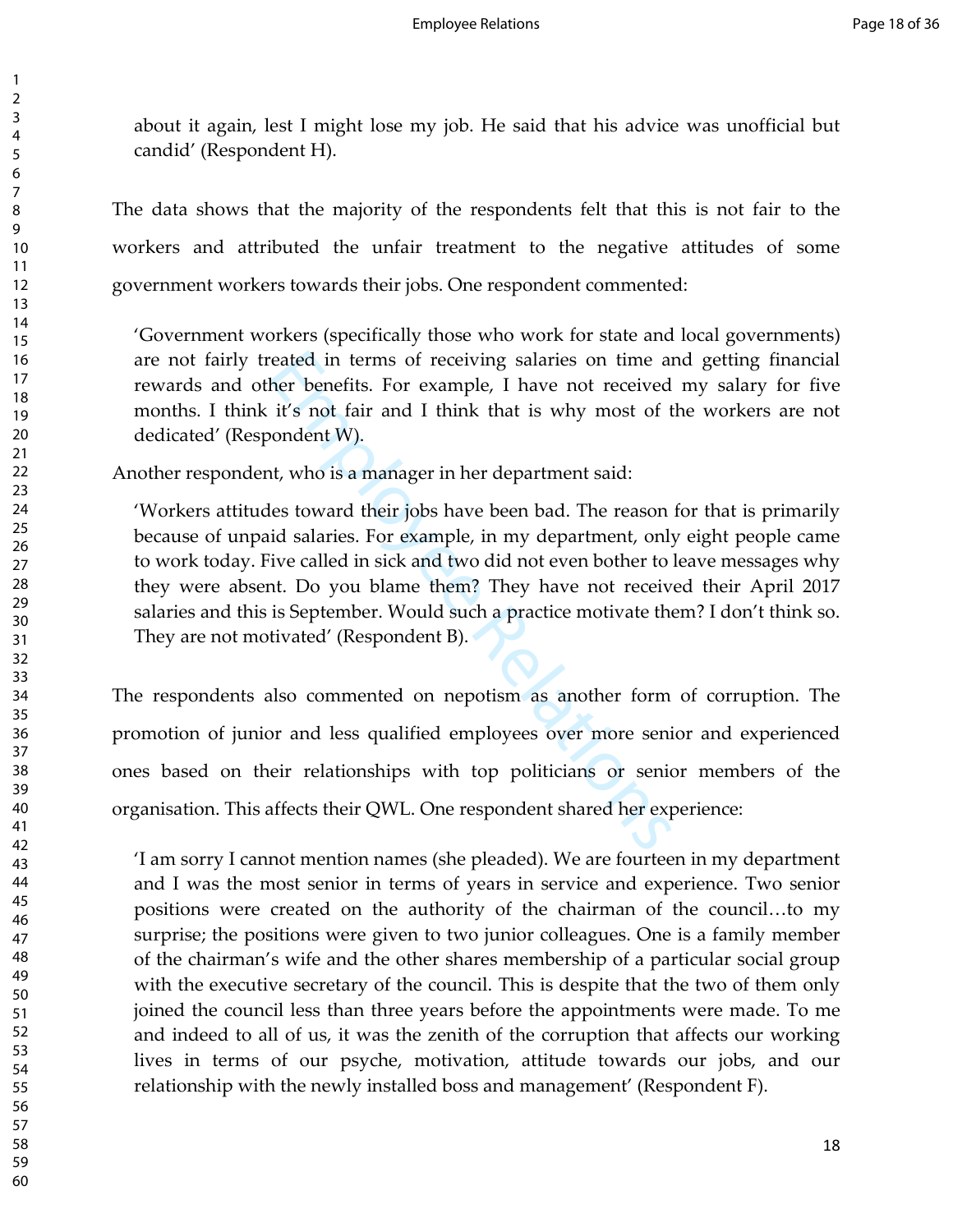about it again, lest I might lose my job. He said that his advice was unofficial but candid' (Respondent H).

The data shows that the majority of the respondents felt that this is not fair to the workers and attributed the unfair treatment to the negative attitudes of some government workers towards their jobs. One respondent commented:

> 'Government workers (specifically those who work for state and local governments) are not fairly treated in terms of receiving salaries on time and getting financial rewards and other benefits. For example, I have not received my salary for five months. I think it's not fair and I think that is why most of the workers are not dedicated' (Respondent W).

Another respondent, who is a manager in her department said:

> 'Workers attitudes toward their jobs have been bad. The reason for that is primarily because of unpaid salaries. For example, in my department, only eight people came to work today. Five called in sick and two did not even bother to leave messages why they were absent. Do you blame them? They have not received their April 2017 salaries and this is September. Would such a practice motivate them? I don't think so. They are not motivated' (Respondent B).

The respondents also commented on nepotism as another form of corruption. The promotion of junior and less qualified employees over more senior and experienced ones based on their relationships with top politicians or senior members of the organisation. This affects their QWL. One respondent shared her experience:

> 'I am sorry I cannot mention names (she pleaded). We are fourteen in my department and I was the most senior in terms of years in service and experience. Two senior positions were created on the authority of the chairman of the council…to my surprise; the positions were given to two junior colleagues. One is a family member of the chairman's wife and the other shares membership of a particular social group with the executive secretary of the council. This is despite that the two of them only joined the council less than three years before the appointments were made. To me and indeed to all of us, it was the zenith of the corruption that affects our working lives in terms of our psyche, motivation, attitude towards our jobs, and our relationship with the newly installed boss and management' (Respondent F).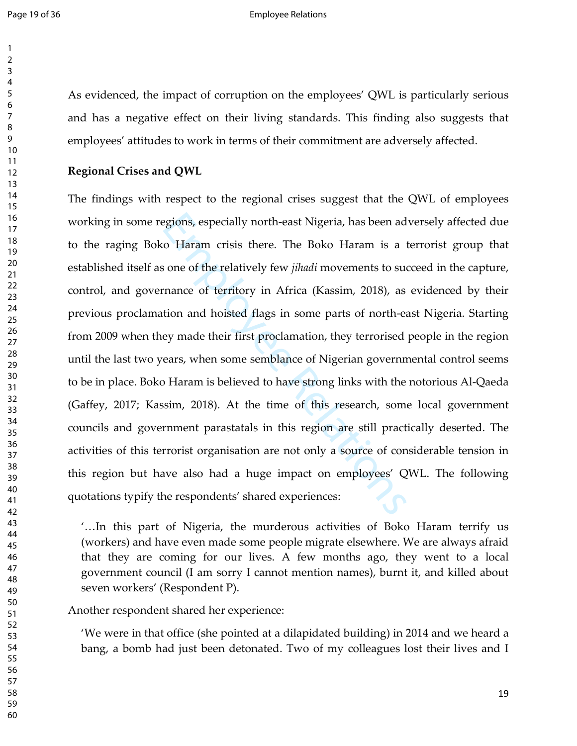As evidenced, the impact of corruption on the employees' QWL is particularly serious and has a negative effect on their living standards. This finding also suggests that employees' attitudes to work in terms of their commitment are adversely affected.

**Regional Crises and QWL**

The findings with respect to the regional crises suggest that the QWL of employees working in some regions, especially north-east Nigeria, has been adversely affected due to the raging Boko Haram crisis there. The Boko Haram is a terrorist group that established itself as one of the relatively few *jihadi* movements to succeed in the capture, control, and governance of territory in Africa (Kassim, 2018), as evidenced by their previous proclamation and hoisted flags in some parts of north-east Nigeria. Starting from 2009 when they made their first proclamation, they terrorised people in the region until the last two years, when some semblance of Nigerian governmental control seems to be in place. Boko Haram is believed to have strong links with the notorious Al-Qaeda (Gaffey, 2017; Kassim, 2018). At the time of this research, some local government councils and government parastatals in this region are still practically deserted. The activities of this terrorist organisation are not only a source of considerable tension in this region but have also had a huge impact on employees' QWL. The following quotations typify the respondents' shared experiences:

> '…In this part of Nigeria, the murderous activities of Boko Haram terrify us (workers) and have even made some people migrate elsewhere. We are always afraid that they are coming for our lives. A few months ago, they went to a local government council (I am sorry I cannot mention names), burnt it, and killed about seven workers' (Respondent P).

Another respondent shared her experience:

> 'We were in that office (she pointed at a dilapidated building) in 2014 and we heard a bang, a bomb had just been detonated. Two of my colleagues lost their lives and I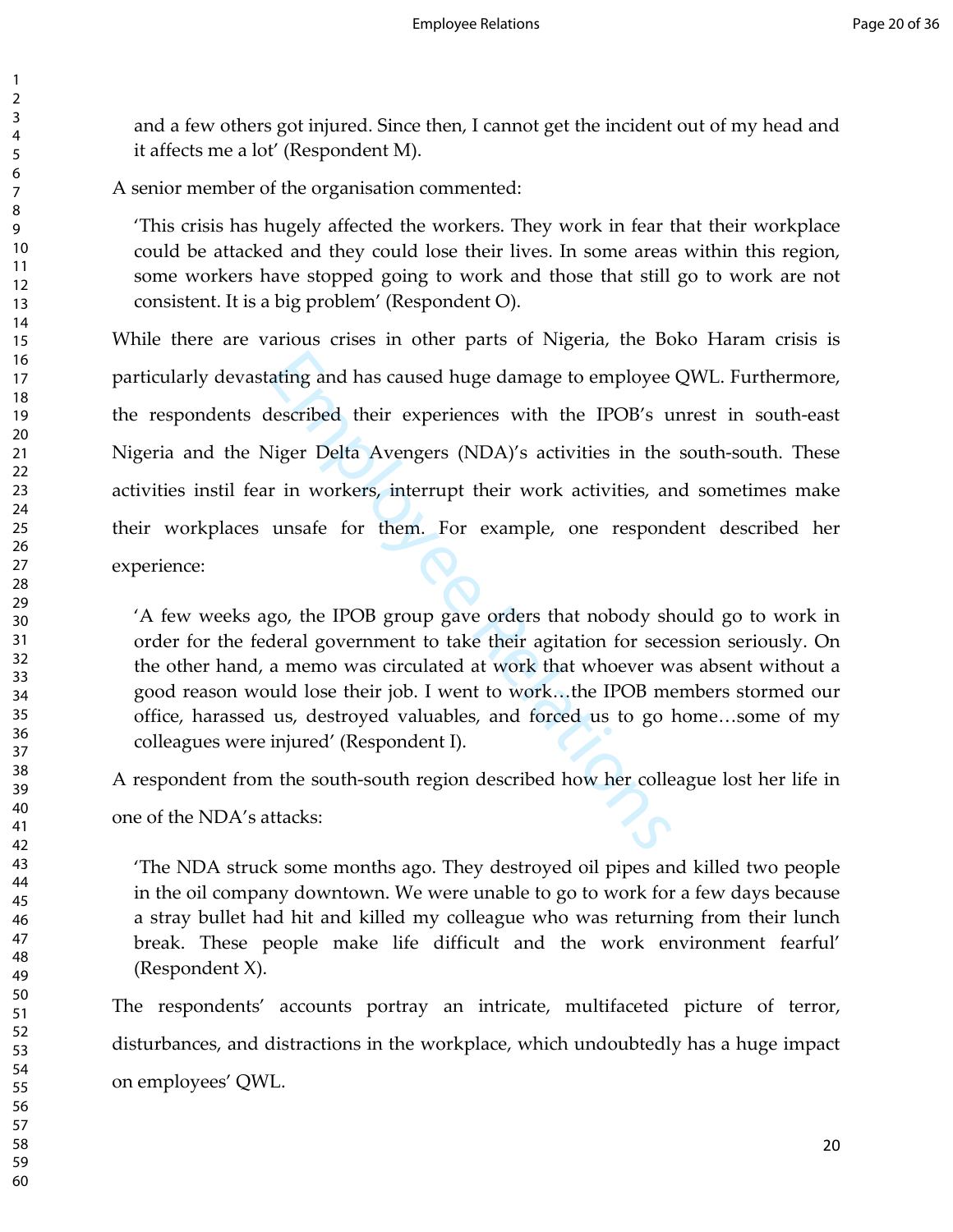and a few others got injured. Since then, I cannot get the incident out of my head and it affects me a lot' (Respondent M).

A senior member of the organisation commented:

> 'This crisis has hugely affected the workers. They work in fear that their workplace could be attacked and they could lose their lives. In some areas within this region, some workers have stopped going to work and those that still go to work are not consistent. It is a big problem' (Respondent O).

While there are various crises in other parts of Nigeria, the Boko Haram crisis is particularly devastating and has caused huge damage to employee QWL. Furthermore, the respondents described their experiences with the IPOB's unrest in south-east Nigeria and the Niger Delta Avengers (NDA)'s activities in the south-south. These activities instil fear in workers, interrupt their work activities, and sometimes make their workplaces unsafe for them. For example, one respondent described her experience:

> 'A few weeks ago, the IPOB group gave orders that nobody should go to work in order for the federal government to take their agitation for secession seriously. On the other hand, a memo was circulated at work that whoever was absent without a good reason would lose their job. I went to work…the IPOB members stormed our office, harassed us, destroyed valuables, and forced us to go home…some of my colleagues were injured' (Respondent I).

A respondent from the south-south region described how her colleague lost her life in one of the NDA's attacks:

> 'The NDA struck some months ago. They destroyed oil pipes and killed two people in the oil company downtown. We were unable to go to work for a few days because a stray bullet had hit and killed my colleague who was returning from their lunch break. These people make life difficult and the work environment fearful' (Respondent X).

The respondents' accounts portray an intricate, multifaceted picture of terror, disturbances, and distractions in the workplace, which undoubtedly has a huge impact on employees' QWL.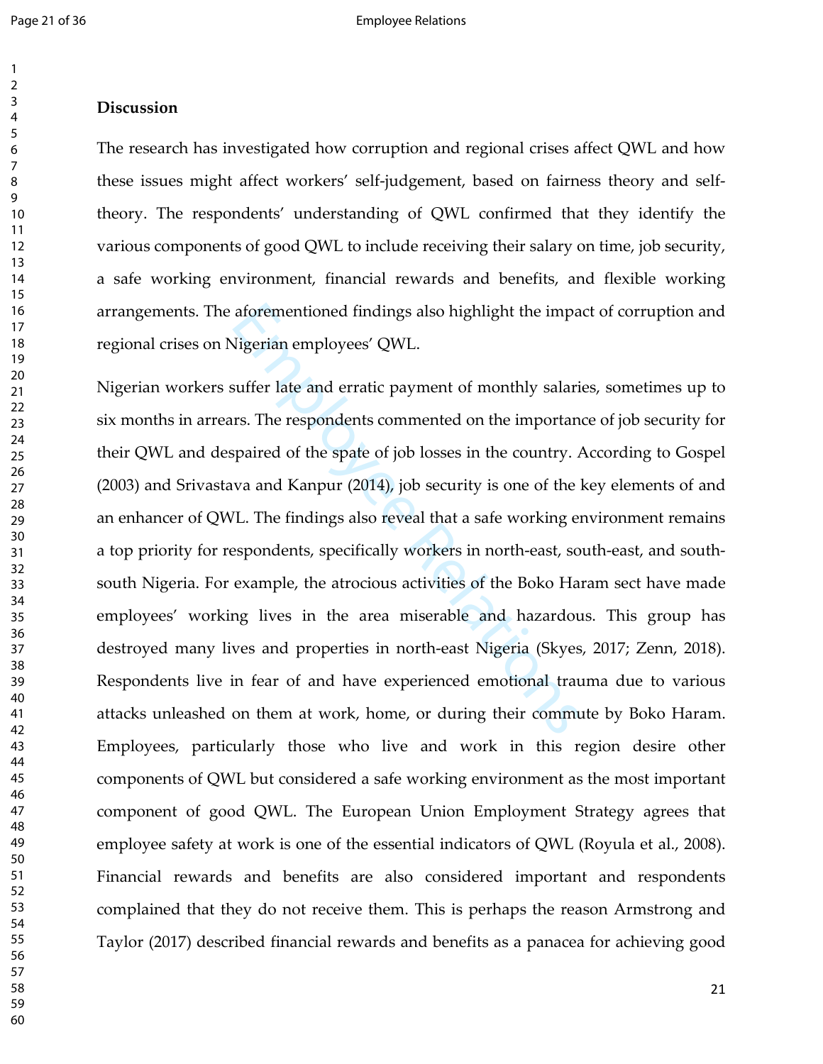## Discussion

The research has investigated how corruption and regional crises affect QWL and how these issues might affect workers' self-judgement, based on fairness theory and self-theory. The respondents' understanding of QWL confirmed that they identify the various components of good QWL to include receiving their salary on time, job security, a safe working environment, financial rewards and benefits, and flexible working arrangements. The aforementioned findings also highlight the impact of corruption and regional crises on Nigerian employees' QWL.

Nigerian workers suffer late and erratic payment of monthly salaries, sometimes up to six months in arrears. The respondents commented on the importance of job security for their QWL and despaired of the spate of job losses in the country. According to Gospel (2003) and Srivastava and Kanpur (2014), job security is one of the key elements of and an enhancer of QWL. The findings also reveal that a safe working environment remains a top priority for respondents, specifically workers in north-east, south-east, and south-south Nigeria. For example, the atrocious activities of the Boko Haram sect have made employees' working lives in the area miserable and hazardous. This group has destroyed many lives and properties in north-east Nigeria (Skyes, 2017; Zenn, 2018). Respondents live in fear of and have experienced emotional trauma due to various attacks unleashed on them at work, home, or during their commute by Boko Haram. Employees, particularly those who live and work in this region desire other components of QWL but considered a safe working environment as the most important component of good QWL. The European Union Employment Strategy agrees that employee safety at work is one of the essential indicators of QWL (Royula et al., 2008). Financial rewards and benefits are also considered important and respondents complained that they do not receive them. This is perhaps the reason Armstrong and Taylor (2017) described financial rewards and benefits as a panacea for achieving good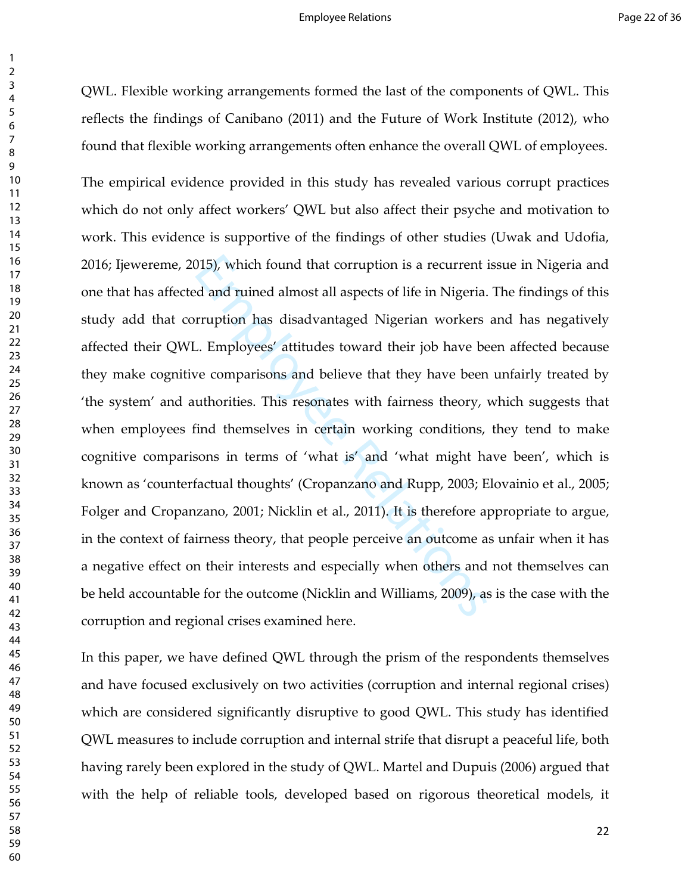QWL. Flexible working arrangements formed the last of the components of QWL. This reflects the findings of Canibano (2011) and the Future of Work Institute (2012), who found that flexible working arrangements often enhance the overall QWL of employees.

The empirical evidence provided in this study has revealed various corrupt practices which do not only affect workers' QWL but also affect their psyche and motivation to work. This evidence is supportive of the findings of other studies (Uwak and Udofia, 2016; Ijewereme, 2015), which found that corruption is a recurrent issue in Nigeria and one that has affected and ruined almost all aspects of life in Nigeria. The findings of this study add that corruption has disadvantaged Nigerian workers and has negatively affected their QWL. Employees' attitudes toward their job have been affected because they make cognitive comparisons and believe that they have been unfairly treated by 'the system' and authorities. This resonates with fairness theory, which suggests that when employees find themselves in certain working conditions, they tend to make cognitive comparisons in terms of 'what is' and 'what might have been', which is known as 'counterfactual thoughts' (Cropanzano and Rupp, 2003; Elovainio et al., 2005; Folger and Cropanzano, 2001; Nicklin et al., 2011). It is therefore appropriate to argue, in the context of fairness theory, that people perceive an outcome as unfair when it has a negative effect on their interests and especially when others and not themselves can be held accountable for the outcome (Nicklin and Williams, 2009), as is the case with the corruption and regional crises examined here.

In this paper, we have defined QWL through the prism of the respondents themselves and have focused exclusively on two activities (corruption and internal regional crises) which are considered significantly disruptive to good QWL. This study has identified QWL measures to include corruption and internal strife that disrupt a peaceful life, both having rarely been explored in the study of QWL. Martel and Dupuis (2006) argued that with the help of reliable tools, developed based on rigorous theoretical models, it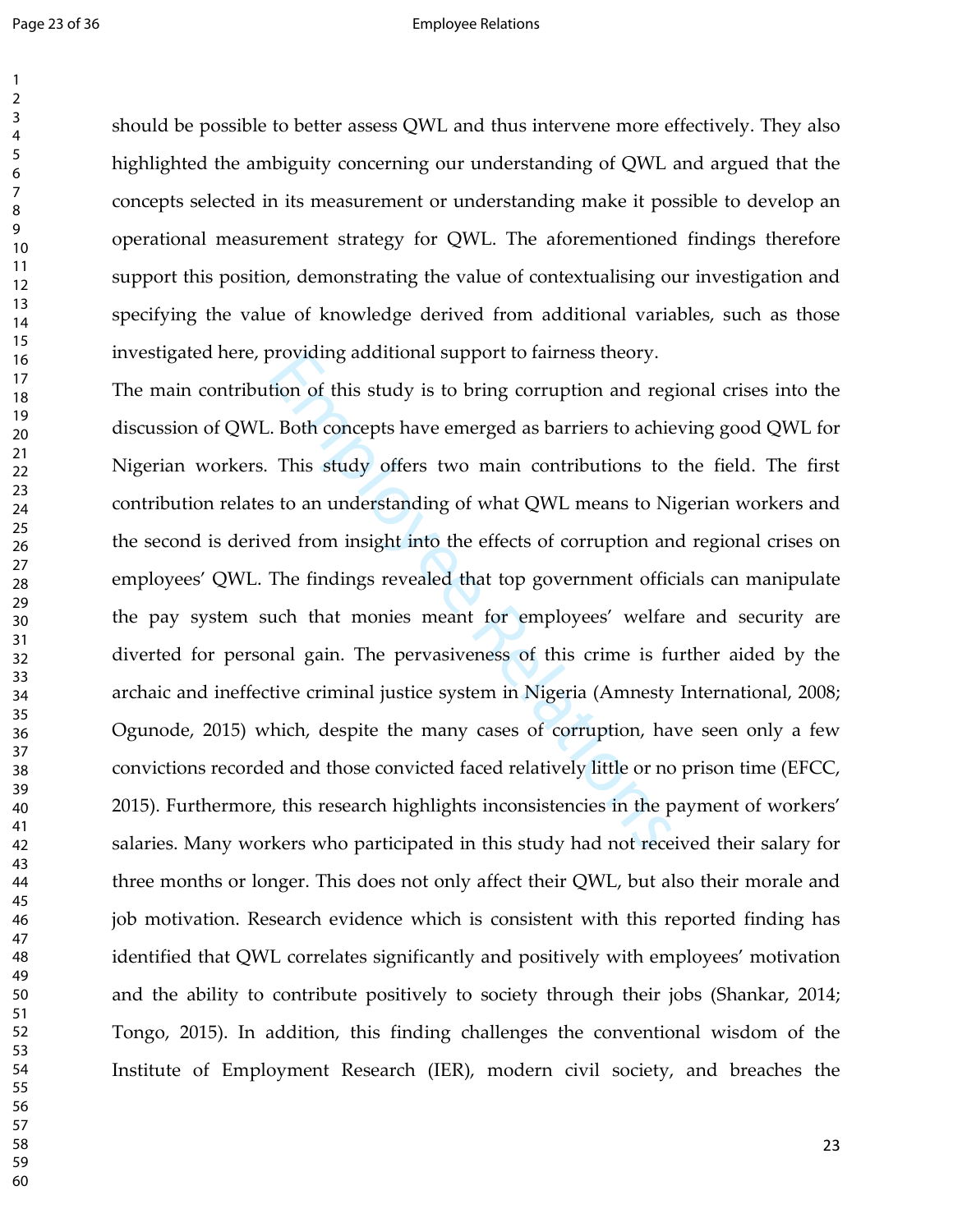should be possible to better assess QWL and thus intervene more effectively. They also highlighted the ambiguity concerning our understanding of QWL and argued that the concepts selected in its measurement or understanding make it possible to develop an operational measurement strategy for QWL. The aforementioned findings therefore support this position, demonstrating the value of contextualising our investigation and specifying the value of knowledge derived from additional variables, such as those investigated here, providing additional support to fairness theory.

The main contribution of this study is to bring corruption and regional crises into the discussion of QWL. Both concepts have emerged as barriers to achieving good QWL for Nigerian workers. This study offers two main contributions to the field. The first contribution relates to an understanding of what QWL means to Nigerian workers and the second is derived from insight into the effects of corruption and regional crises on employees' QWL. The findings revealed that top government officials can manipulate the pay system such that monies meant for employees' welfare and security are diverted for personal gain. The pervasiveness of this crime is further aided by the archaic and ineffective criminal justice system in Nigeria (Amnesty International, 2008; Ogunode, 2015) which, despite the many cases of corruption, have seen only a few convictions recorded and those convicted faced relatively little or no prison time (EFCC, 2015). Furthermore, this research highlights inconsistencies in the payment of workers' salaries. Many workers who participated in this study had not received their salary for three months or longer. This does not only affect their QWL, but also their morale and job motivation. Research evidence which is consistent with this reported finding has identified that QWL correlates significantly and positively with employees' motivation and the ability to contribute positively to society through their jobs (Shankar, 2014; Tongo, 2015). In addition, this finding challenges the conventional wisdom of the Institute of Employment Research (IER), modern civil society, and breaches the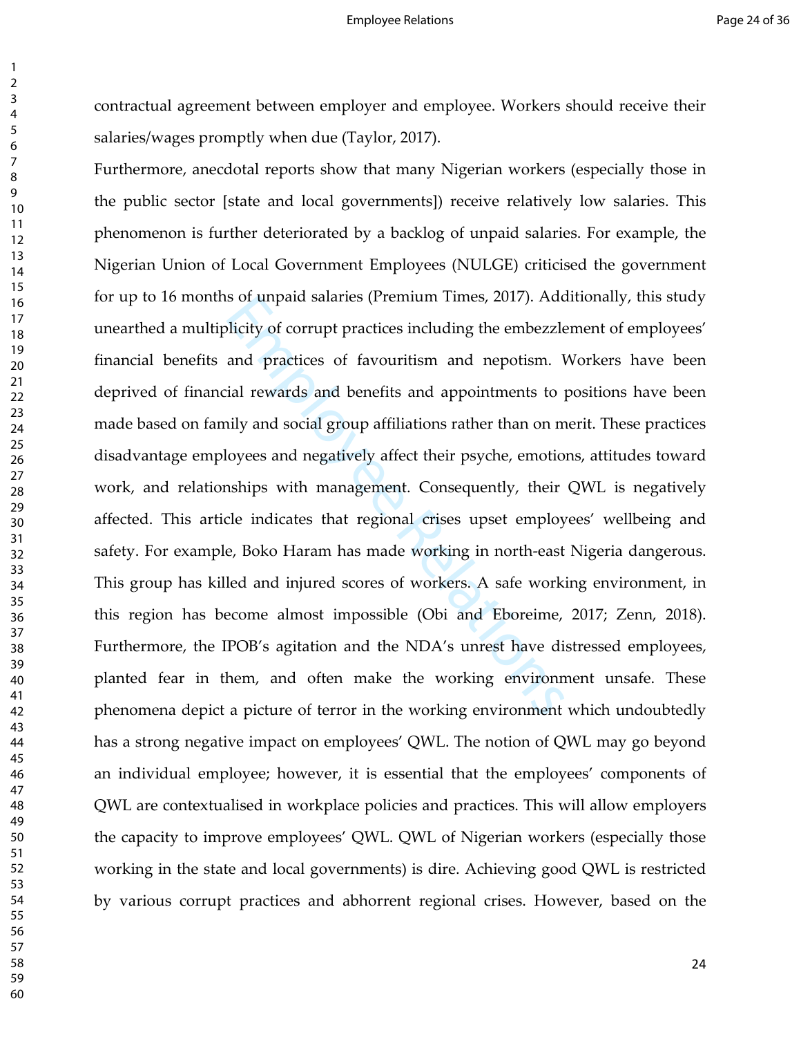contractual agreement between employer and employee. Workers should receive their salaries/wages promptly when due (Taylor, 2017).

Furthermore, anecdotal reports show that many Nigerian workers (especially those in the public sector [state and local governments]) receive relatively low salaries. This phenomenon is further deteriorated by a backlog of unpaid salaries. For example, the Nigerian Union of Local Government Employees (NULGE) criticised the government for up to 16 months of unpaid salaries (Premium Times, 2017). Additionally, this study unearthed a multiplicity of corrupt practices including the embezzlement of employees' financial benefits and practices of favouritism and nepotism. Workers have been deprived of financial rewards and benefits and appointments to positions have been made based on family and social group affiliations rather than on merit. These practices disadvantage employees and negatively affect their psyche, emotions, attitudes toward work, and relationships with management. Consequently, their QWL is negatively affected. This article indicates that regional crises upset employees' wellbeing and safety. For example, Boko Haram has made working in north-east Nigeria dangerous. This group has killed and injured scores of workers. A safe working environment, in this region has become almost impossible (Obi and Eboreime, 2017; Zenn, 2018). Furthermore, the IPOB's agitation and the NDA's unrest have distressed employees, planted fear in them, and often make the working environment unsafe. These phenomena depict a picture of terror in the working environment which undoubtedly has a strong negative impact on employees' QWL. The notion of QWL may go beyond an individual employee; however, it is essential that the employees' components of QWL are contextualised in workplace policies and practices. This will allow employers the capacity to improve employees' QWL. QWL of Nigerian workers (especially those working in the state and local governments) is dire. Achieving good QWL is restricted by various corrupt practices and abhorrent regional crises. However, based on the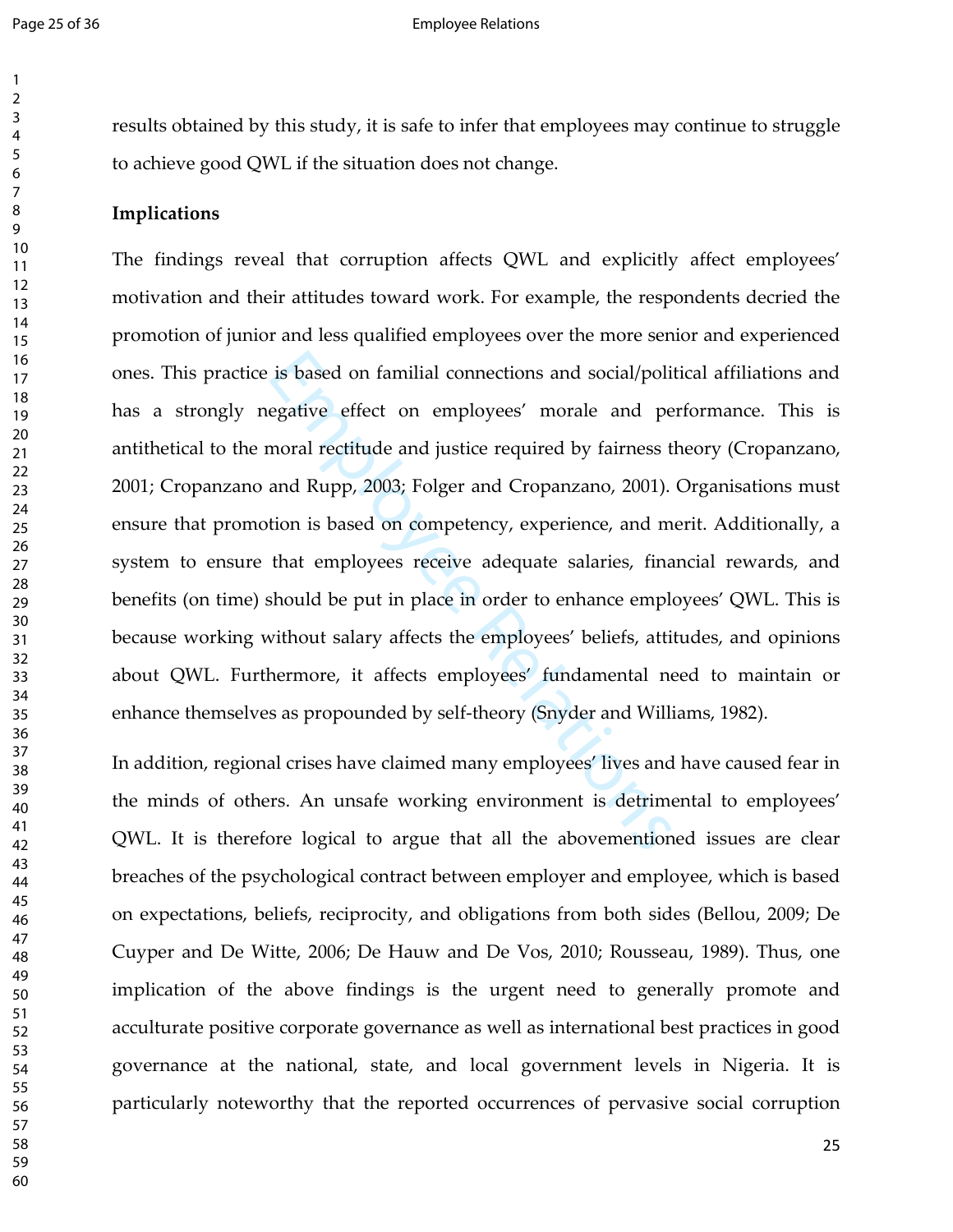results obtained by this study, it is safe to infer that employees may continue to struggle to achieve good QWL if the situation does not change.

**Implications**

The findings reveal that corruption affects QWL and explicitly affect employees' motivation and their attitudes toward work. For example, the respondents decried the promotion of junior and less qualified employees over the more senior and experienced ones. This practice is based on familial connections and social/political affiliations and has a strongly negative effect on employees' morale and performance. This is antithetical to the moral rectitude and justice required by fairness theory (Cropanzano, 2001; Cropanzano and Rupp, 2003; Folger and Cropanzano, 2001). Organisations must ensure that promotion is based on competency, experience, and merit. Additionally, a system to ensure that employees receive adequate salaries, financial rewards, and benefits (on time) should be put in place in order to enhance employees' QWL. This is because working without salary affects the employees' beliefs, attitudes, and opinions about QWL. Furthermore, it affects employees' fundamental need to maintain or enhance themselves as propounded by self-theory (Snyder and Williams, 1982).

In addition, regional crises have claimed many employees' lives and have caused fear in the minds of others. An unsafe working environment is detrimental to employees' QWL. It is therefore logical to argue that all the abovementioned issues are clear breaches of the psychological contract between employer and employee, which is based on expectations, beliefs, reciprocity, and obligations from both sides (Bellou, 2009; De Cuyper and De Witte, 2006; De Hauw and De Vos, 2010; Rousseau, 1989). Thus, one implication of the above findings is the urgent need to generally promote and acculturate positive corporate governance as well as international best practices in good governance at the national, state, and local government levels in Nigeria. It is particularly noteworthy that the reported occurrences of pervasive social corruption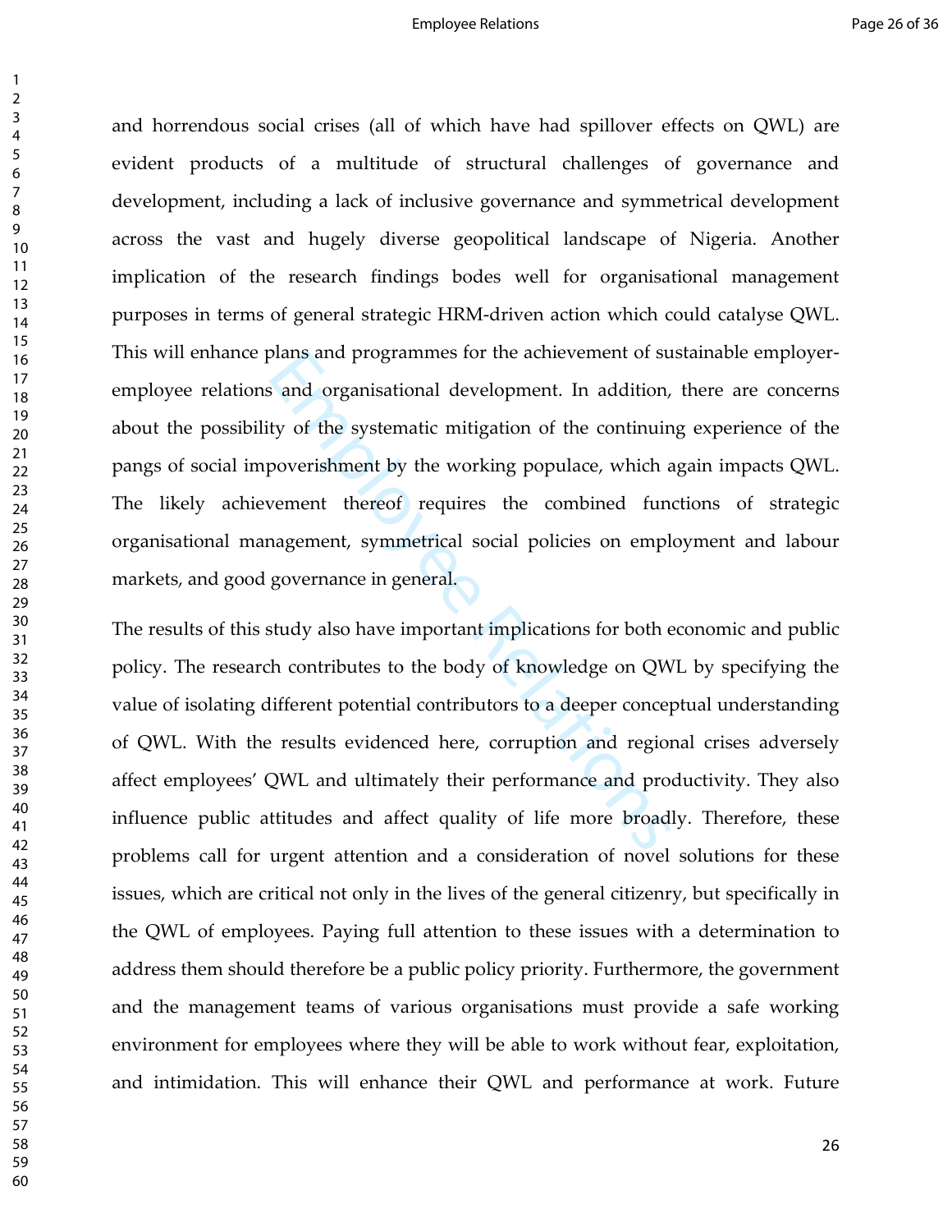and horrendous social crises (all of which have had spillover effects on QWL) are evident products of a multitude of structural challenges of governance and development, including a lack of inclusive governance and symmetrical development across the vast and hugely diverse geopolitical landscape of Nigeria. Another implication of the research findings bodes well for organisational management purposes in terms of general strategic HRM-driven action which could catalyse QWL. This will enhance plans and programmes for the achievement of sustainable employer-employee relations and organisational development. In addition, there are concerns about the possibility of the systematic mitigation of the continuing experience of the pangs of social impoverishment by the working populace, which again impacts QWL. The likely achievement thereof requires the combined functions of strategic organisational management, symmetrical social policies on employment and labour markets, and good governance in general.

The results of this study also have important implications for both economic and public policy. The research contributes to the body of knowledge on QWL by specifying the value of isolating different potential contributors to a deeper conceptual understanding of QWL. With the results evidenced here, corruption and regional crises adversely affect employees' QWL and ultimately their performance and productivity. They also influence public attitudes and affect quality of life more broadly. Therefore, these problems call for urgent attention and a consideration of novel solutions for these issues, which are critical not only in the lives of the general citizenry, but specifically in the QWL of employees. Paying full attention to these issues with a determination to address them should therefore be a public policy priority. Furthermore, the government and the management teams of various organisations must provide a safe working environment for employees where they will be able to work without fear, exploitation, and intimidation. This will enhance their QWL and performance at work. Future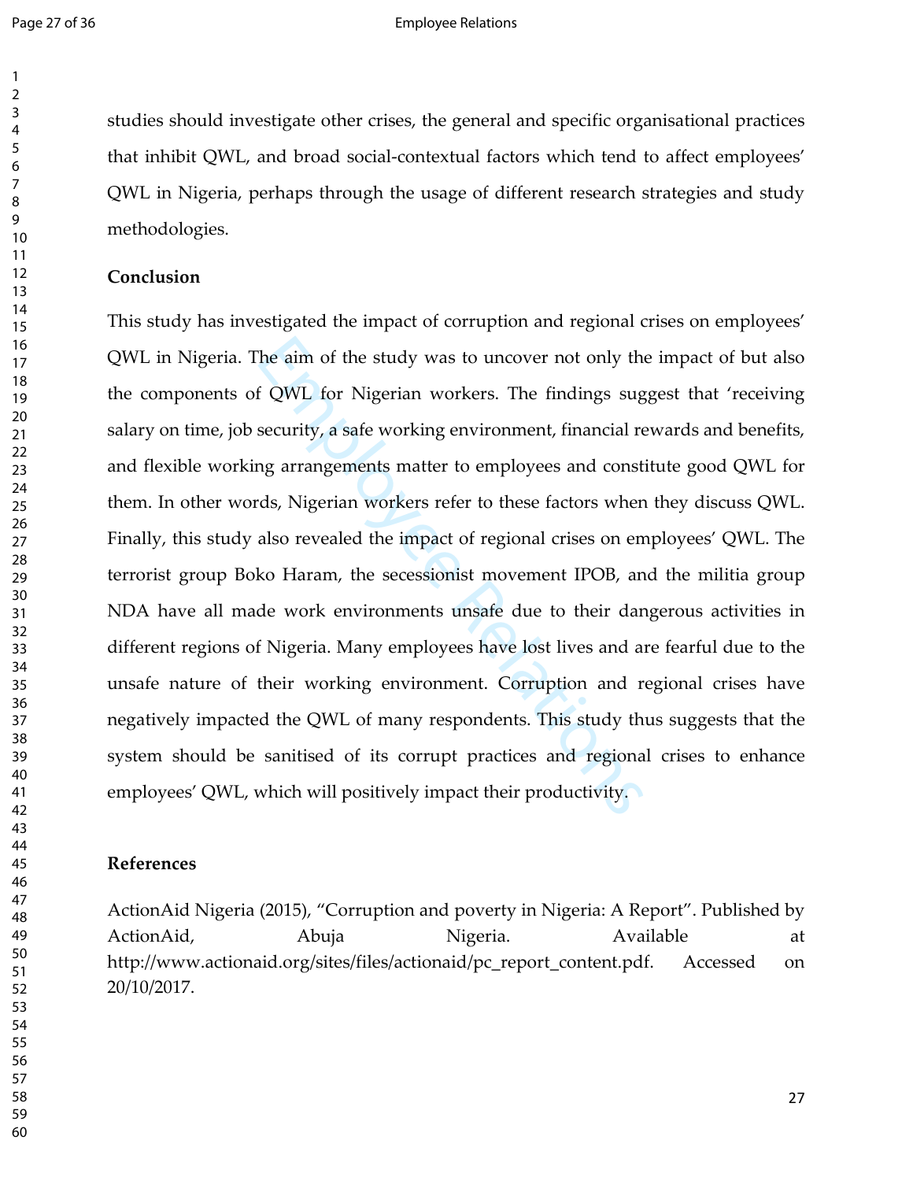studies should investigate other crises, the general and specific organisational practices that inhibit QWL, and broad social-contextual factors which tend to affect employees' QWL in Nigeria, perhaps through the usage of different research strategies and study methodologies.

## Conclusion

This study has investigated the impact of corruption and regional crises on employees' QWL in Nigeria. The aim of the study was to uncover not only the impact of but also the components of QWL for Nigerian workers. The findings suggest that 'receiving salary on time, job security, a safe working environment, financial rewards and benefits, and flexible working arrangements matter to employees and constitute good QWL for them. In other words, Nigerian workers refer to these factors when they discuss QWL. Finally, this study also revealed the impact of regional crises on employees' QWL. The terrorist group Boko Haram, the secessionist movement IPOB, and the militia group NDA have all made work environments unsafe due to their dangerous activities in different regions of Nigeria. Many employees have lost lives and are fearful due to the unsafe nature of their working environment. Corruption and regional crises have negatively impacted the QWL of many respondents. This study thus suggests that the system should be sanitised of its corrupt practices and regional crises to enhance employees' QWL, which will positively impact their productivity.

## References

ActionAid Nigeria (2015), "Corruption and poverty in Nigeria: A Report". Published by ActionAid, Abuja Nigeria. Available at http://www.actionaid.org/sites/files/actionaid/pc_report_content.pdf. Accessed on 20/10/2017.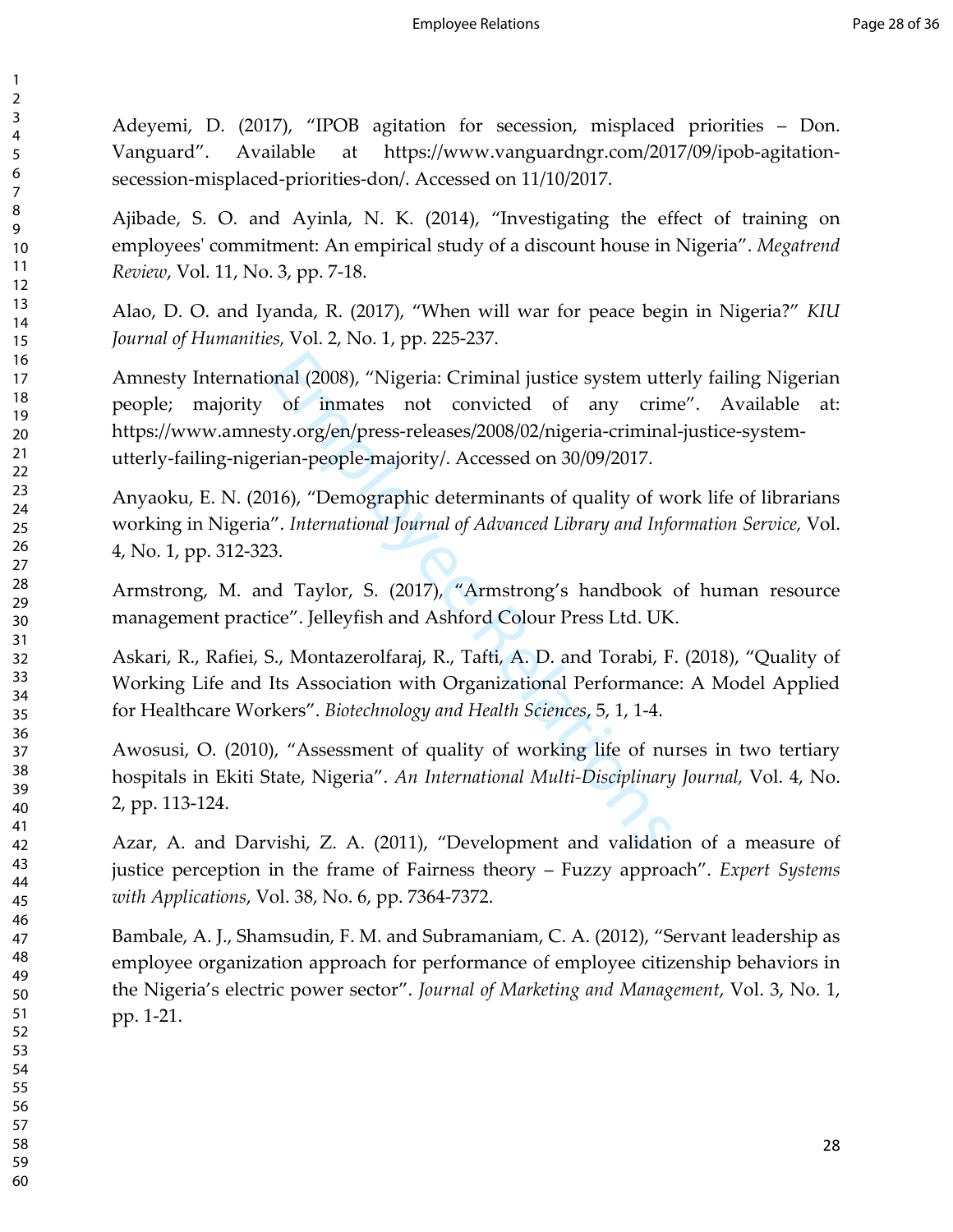Adeyemi, D. (2017), "IPOB agitation for secession, misplaced priorities – Don. Vanguard". Available at https://www.vanguardngr.com/2017/09/ipob-agitation-secession-misplaced-priorities-don/. Accessed on 11/10/2017.

Ajibade, S. O. and Ayinla, N. K. (2014), "Investigating the effect of training on employees' commitment: An empirical study of a discount house in Nigeria". *Megatrend Review*, Vol. 11, No. 3, pp. 7-18.

Alao, D. O. and Iyanda, R. (2017), "When will war for peace begin in Nigeria?" *KIU Journal of Humanities,* Vol. 2, No. 1, pp. 225-237.

Amnesty International (2008), "Nigeria: Criminal justice system utterly failing Nigerian people; majority of inmates not convicted of any crime". Available at: https://www.amnesty.org/en/press-releases/2008/02/nigeria-criminal-justice-system-utterly-failing-nigerian-people-majority/. Accessed on 30/09/2017.

Anyaoku, E. N. (2016), "Demographic determinants of quality of work life of librarians working in Nigeria". *International Journal of Advanced Library and Information Service,* Vol. 4, No. 1, pp. 312-323.

Armstrong, M. and Taylor, S. (2017), "Armstrong's handbook of human resource management practice". Jelleyfish and Ashford Colour Press Ltd. UK.

Askari, R., Rafiei, S., Montazerolfaraj, R., Tafti, A. D. and Torabi, F. (2018), "Quality of Working Life and Its Association with Organizational Performance: A Model Applied for Healthcare Workers". *Biotechnology and Health Sciences*, 5, 1, 1-4.

Awosusi, O. (2010), "Assessment of quality of working life of nurses in two tertiary hospitals in Ekiti State, Nigeria". *An International Multi-Disciplinary Journal,* Vol. 4, No. 2, pp. 113-124.

Azar, A. and Darvishi, Z. A. (2011), "Development and validation of a measure of justice perception in the frame of Fairness theory – Fuzzy approach". *Expert Systems with Applications*, Vol. 38, No. 6, pp. 7364-7372.

Bambale, A. J., Shamsudin, F. M. and Subramaniam, C. A. (2012), "Servant leadership as employee organization approach for performance of employee citizenship behaviors in the Nigeria's electric power sector". *Journal of Marketing and Management*, Vol. 3, No. 1, pp. 1-21.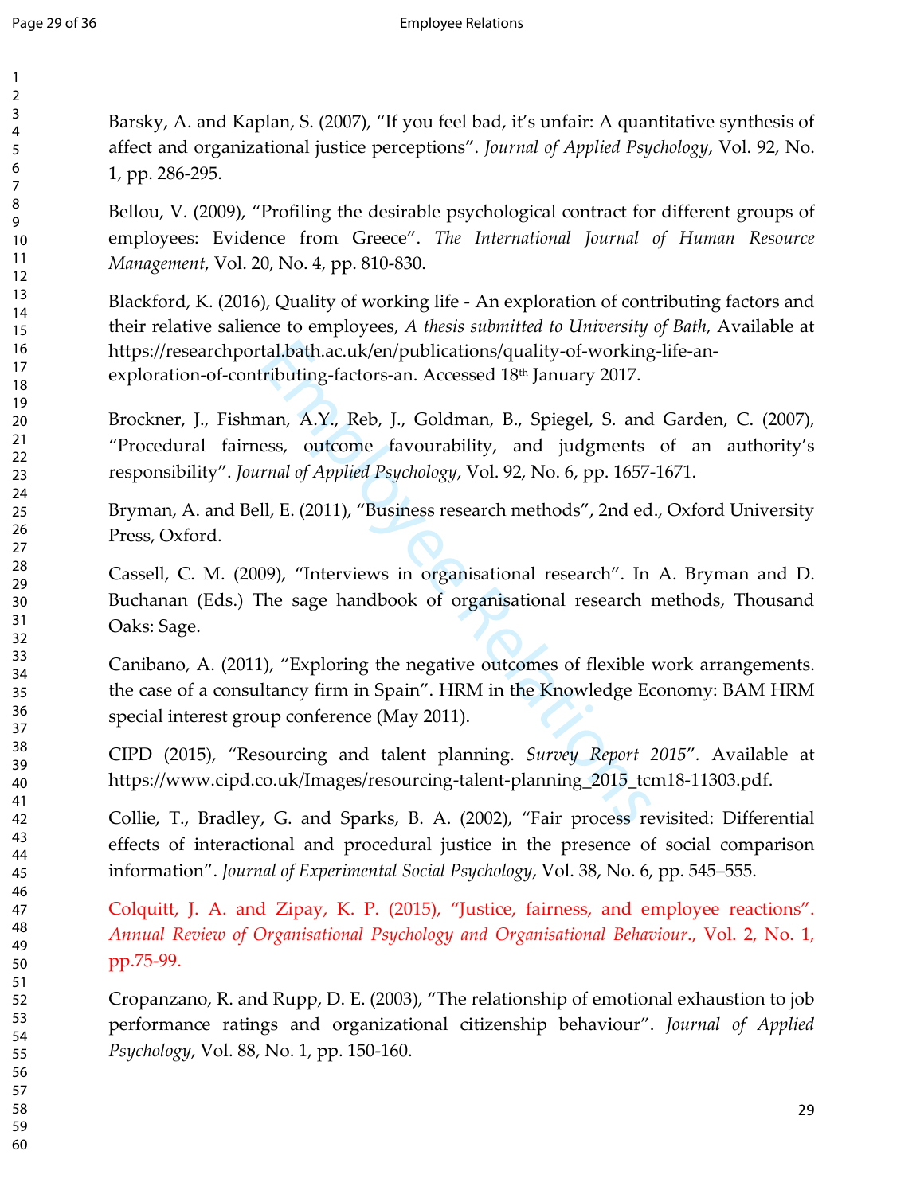Barsky, A. and Kaplan, S. (2007), "If you feel bad, it's unfair: A quantitative synthesis of affect and organizational justice perceptions". *Journal of Applied Psychology*, Vol. 92, No. 1, pp. 286-295.

Bellou, V. (2009), "Profiling the desirable psychological contract for different groups of employees: Evidence from Greece". *The International Journal of Human Resource Management*, Vol. 20, No. 4, pp. 810-830.

Blackford, K. (2016), Quality of working life - An exploration of contributing factors and their relative salience to employees, *A thesis submitted to University of Bath,* Available at https://researchportal.bath.ac.uk/en/publications/quality-of-working-life-an-exploration-of-contributing-factors-an. Accessed 18th January 2017.

Brockner, J., Fishman, A.Y., Reb, J., Goldman, B., Spiegel, S. and Garden, C. (2007), "Procedural fairness, outcome favourability, and judgments of an authority's responsibility". *Journal of Applied Psychology*, Vol. 92, No. 6, pp. 1657-1671.

Bryman, A. and Bell, E. (2011), "Business research methods", 2nd ed., Oxford University Press, Oxford.

Cassell, C. M. (2009), "Interviews in organisational research". In A. Bryman and D. Buchanan (Eds.) The sage handbook of organisational research methods, Thousand Oaks: Sage.

Canibano, A. (2011), "Exploring the negative outcomes of flexible work arrangements. the case of a consultancy firm in Spain". HRM in the Knowledge Economy: BAM HRM special interest group conference (May 2011).

CIPD (2015), "Resourcing and talent planning. *Survey Report 2015*". Available at https://www.cipd.co.uk/Images/resourcing-talent-planning_2015_tcm18-11303.pdf.

Collie, T., Bradley, G. and Sparks, B. A. (2002), "Fair process revisited: Differential effects of interactional and procedural justice in the presence of social comparison information". *Journal of Experimental Social Psychology*, Vol. 38, No. 6, pp. 545–555.

Colquitt, J. A. and Zipay, K. P. (2015), "Justice, fairness, and employee reactions". *Annual Review of Organisational Psychology and Organisational Behaviour*., Vol. 2, No. 1, pp.75-99.

Cropanzano, R. and Rupp, D. E. (2003), "The relationship of emotional exhaustion to job performance ratings and organizational citizenship behaviour". *Journal of Applied Psychology*, Vol. 88, No. 1, pp. 150-160.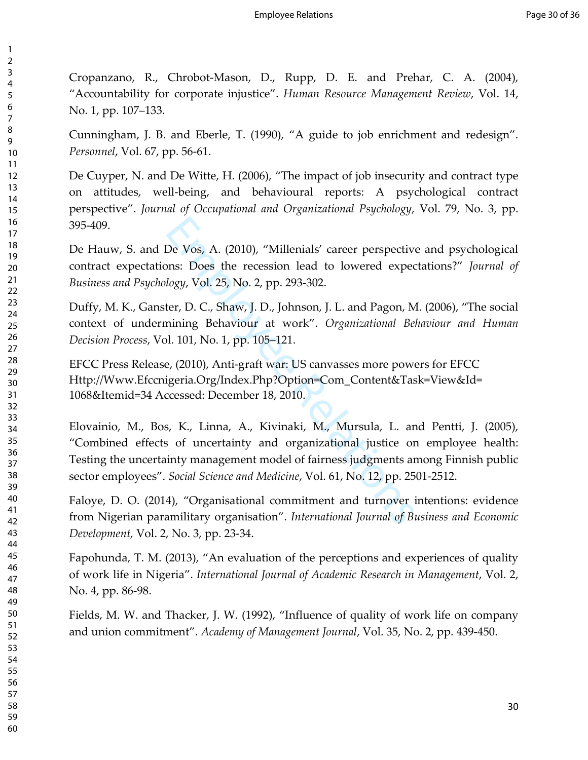Cropanzano, R., Chrobot-Mason, D., Rupp, D. E. and Prehar, C. A. (2004), "Accountability for corporate injustice". *Human Resource Management Review*, Vol. 14, No. 1, pp. 107–133.

Cunningham, J. B. and Eberle, T. (1990), "A guide to job enrichment and redesign". *Personnel*, Vol. 67, pp. 56-61.

De Cuyper, N. and De Witte, H. (2006), "The impact of job insecurity and contract type on attitudes, well-being, and behavioural reports: A psychological contract perspective". *Journal of Occupational and Organizational Psychology*, Vol. 79, No. 3, pp. 395-409.

De Hauw, S. and De Vos, A. (2010), "Millenials' career perspective and psychological contract expectations: Does the recession lead to lowered expectations?" *Journal of Business and Psychology*, Vol. 25, No. 2, pp. 293-302.

Duffy, M. K., Ganster, D. C., Shaw, J. D., Johnson, J. L. and Pagon, M. (2006), "The social context of undermining Behaviour at work". *Organizational Behaviour and Human Decision Process*, Vol. 101, No. 1, pp. 105–121.

EFCC Press Release, (2010), Anti-graft war: US canvasses more powers for EFCC Http://Www.Efccnigeria.Org/Index.Php?Option=Com_Content&Task=View&Id=1068&Itemid=34 Accessed: December 18, 2010.

Elovainio, M., Bos, K., Linna, A., Kivinaki, M., Mursula, L. and Pentti, J. (2005), "Combined effects of uncertainty and organizational justice on employee health: Testing the uncertainty management model of fairness judgments among Finnish public sector employees". *Social Science and Medicine*, Vol. 61, No. 12, pp. 2501-2512.

Faloye, D. O. (2014), "Organisational commitment and turnover intentions: evidence from Nigerian paramilitary organisation". *International Journal of Business and Economic Development,* Vol. 2, No. 3, pp. 23-34.

Fapohunda, T. M. (2013), "An evaluation of the perceptions and experiences of quality of work life in Nigeria". *International Journal of Academic Research in Management*, Vol. 2, No. 4, pp. 86-98.

Fields, M. W. and Thacker, J. W. (1992), "Influence of quality of work life on company and union commitment". *Academy of Management Journal*, Vol. 35, No. 2, pp. 439-450.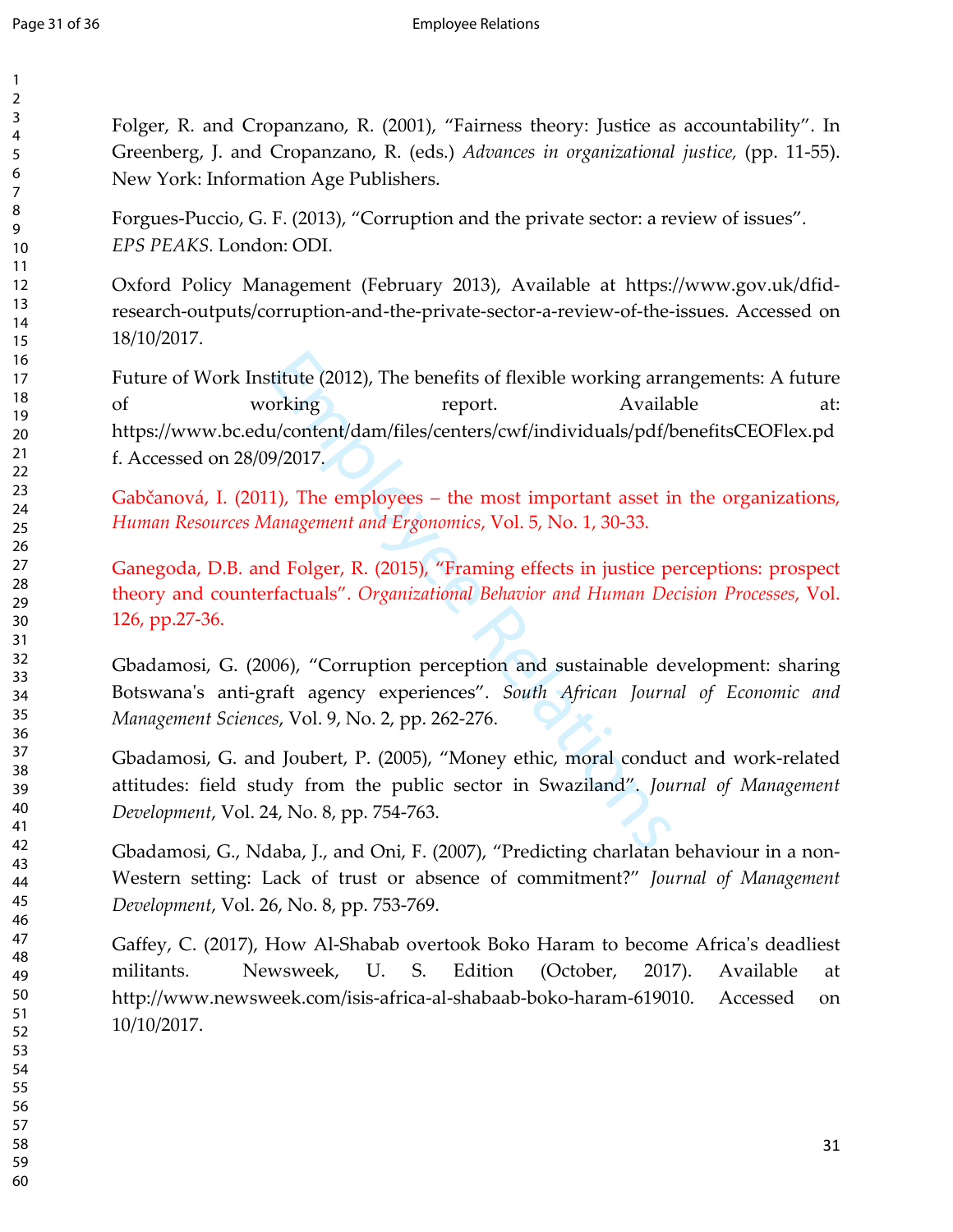Folger, R. and Cropanzano, R. (2001), "Fairness theory: Justice as accountability". In Greenberg, J. and Cropanzano, R. (eds.) *Advances in organizational justice,* (pp. 11-55). New York: Information Age Publishers.

Forgues-Puccio, G. F. (2013), "Corruption and the private sector: a review of issues". *EPS PEAKS.* London: ODI.

Oxford Policy Management (February 2013), Available at https://www.gov.uk/dfid-research-outputs/corruption-and-the-private-sector-a-review-of-the-issues. Accessed on 18/10/2017.

Future of Work Institute (2012), The benefits of flexible working arrangements: A future of working report. Available at: https://www.bc.edu/content/dam/files/centers/cwf/individuals/pdf/benefitsCEOFlex.pdf. Accessed on 28/09/2017.

Gabčanová, I. (2011), The employees – the most important asset in the organizations, *Human Resources Management and Ergonomics*, Vol. 5, No. 1, 30-33.

Ganegoda, D.B. and Folger, R. (2015), "Framing effects in justice perceptions: prospect theory and counterfactuals". *Organizational Behavior and Human Decision Processes*, Vol. 126, pp.27-36.

Gbadamosi, G. (2006), "Corruption perception and sustainable development: sharing Botswana's anti-graft agency experiences". *South African Journal of Economic and Management Sciences*, Vol. 9, No. 2, pp. 262-276.

Gbadamosi, G. and Joubert, P. (2005), "Money ethic, moral conduct and work-related attitudes: field study from the public sector in Swaziland". *Journal of Management Development*, Vol. 24, No. 8, pp. 754-763.

Gbadamosi, G., Ndaba, J., and Oni, F. (2007), "Predicting charlatan behaviour in a non-Western setting: Lack of trust or absence of commitment?" *Journal of Management Development*, Vol. 26, No. 8, pp. 753-769.

Gaffey, C. (2017), How Al-Shabab overtook Boko Haram to become Africa's deadliest militants. Newsweek, U. S. Edition (October, 2017). Available at http://www.newsweek.com/isis-africa-al-shabaab-boko-haram-619010. Accessed on 10/10/2017.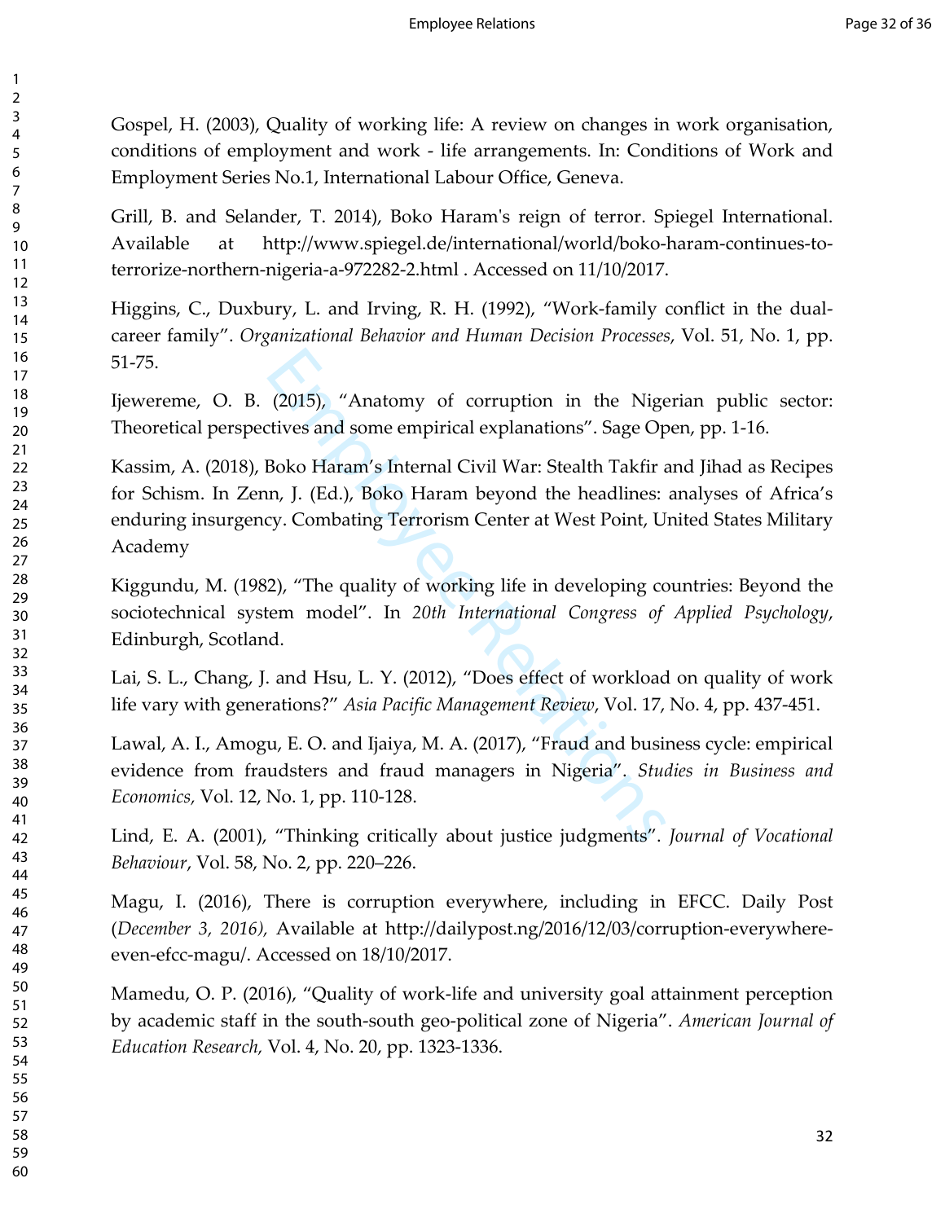Gospel, H. (2003), Quality of working life: A review on changes in work organisation, conditions of employment and work - life arrangements. In: Conditions of Work and Employment Series No.1, International Labour Office, Geneva.

Grill, B. and Selander, T. 2014), Boko Haram's reign of terror. Spiegel International. Available at http://www.spiegel.de/international/world/boko-haram-continues-to-terrorize-northern-nigeria-a-972282-2.html . Accessed on 11/10/2017.

Higgins, C., Duxbury, L. and Irving, R. H. (1992), "Work-family conflict in the dual-career family". *Organizational Behavior and Human Decision Processes*, Vol. 51, No. 1, pp. 51-75.

Ijewereme, O. B. (2015), "Anatomy of corruption in the Nigerian public sector: Theoretical perspectives and some empirical explanations". Sage Open, pp. 1-16.

Kassim, A. (2018), Boko Haram's Internal Civil War: Stealth Takfir and Jihad as Recipes for Schism. In Zenn, J. (Ed.), Boko Haram beyond the headlines: analyses of Africa's enduring insurgency. Combating Terrorism Center at West Point, United States Military Academy

Kiggundu, M. (1982), "The quality of working life in developing countries: Beyond the sociotechnical system model". In *20th International Congress of Applied Psychology*, Edinburgh, Scotland.

Lai, S. L., Chang, J. and Hsu, L. Y. (2012), "Does effect of workload on quality of work life vary with generations?" *Asia Pacific Management Review*, Vol. 17, No. 4, pp. 437-451.

Lawal, A. I., Amogu, E. O. and Ijaiya, M. A. (2017), "Fraud and business cycle: empirical evidence from fraudsters and fraud managers in Nigeria". *Studies in Business and Economics,* Vol. 12, No. 1, pp. 110-128.

Lind, E. A. (2001), "Thinking critically about justice judgments". *Journal of Vocational Behaviour*, Vol. 58, No. 2, pp. 220–226.

Magu, I. (2016), There is corruption everywhere, including in EFCC. Daily Post (*December 3, 2016),* Available at http://dailypost.ng/2016/12/03/corruption-everywhere-even-efcc-magu/. Accessed on 18/10/2017.

Mamedu, O. P. (2016), "Quality of work-life and university goal attainment perception by academic staff in the south-south geo-political zone of Nigeria". *American Journal of Education Research,* Vol. 4, No. 20, pp. 1323-1336.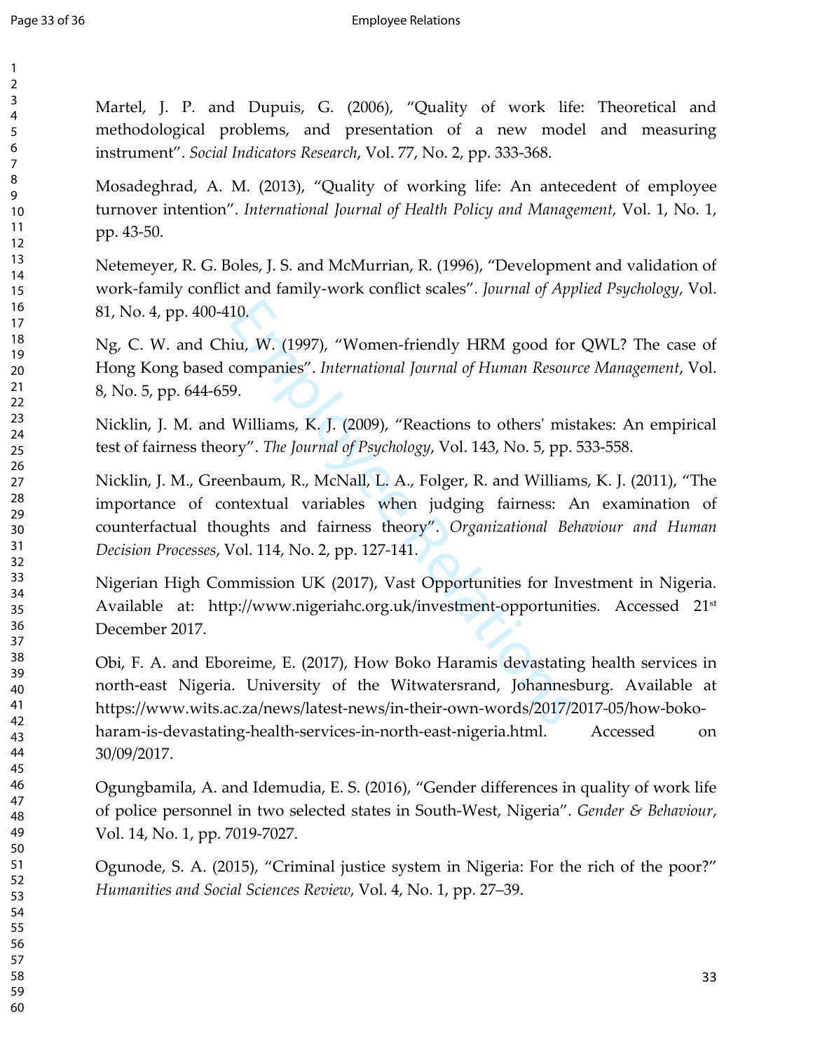Martel, J. P. and Dupuis, G. (2006), "Quality of work life: Theoretical and methodological problems, and presentation of a new model and measuring instrument". *Social Indicators Research*, Vol. 77, No. 2, pp. 333-368.

Mosadeghrad, A. M. (2013), "Quality of working life: An antecedent of employee turnover intention". *International Journal of Health Policy and Management,* Vol. 1, No. 1, pp. 43-50.

Netemeyer, R. G. Boles, J. S. and McMurrian, R. (1996), "Development and validation of work-family conflict and family-work conflict scales". *Journal of Applied Psychology*, Vol. 81, No. 4, pp. 400-410.

Ng, C. W. and Chiu, W. (1997), "Women-friendly HRM good for QWL? The case of Hong Kong based companies". *International Journal of Human Resource Management*, Vol. 8, No. 5, pp. 644-659.

Nicklin, J. M. and Williams, K. J. (2009), "Reactions to others' mistakes: An empirical test of fairness theory". *The Journal of Psychology*, Vol. 143, No. 5, pp. 533-558.

Nicklin, J. M., Greenbaum, R., McNall, L. A., Folger, R. and Williams, K. J. (2011), "The importance of contextual variables when judging fairness: An examination of counterfactual thoughts and fairness theory". *Organizational Behaviour and Human Decision Processes*, Vol. 114, No. 2, pp. 127-141.

Nigerian High Commission UK (2017), Vast Opportunities for Investment in Nigeria. Available at: http://www.nigeriahc.org.uk/investment-opportunities. Accessed 21st December 2017.

Obi, F. A. and Eboreime, E. (2017), How Boko Haramis devastating health services in north-east Nigeria. University of the Witwatersrand, Johannesburg. Available at https://www.wits.ac.za/news/latest-news/in-their-own-words/2017/2017-05/how-boko-haram-is-devastating-health-services-in-north-east-nigeria.html. Accessed on 30/09/2017.

Ogungbamila, A. and Idemudia, E. S. (2016), "Gender differences in quality of work life of police personnel in two selected states in South-West, Nigeria". *Gender & Behaviour*, Vol. 14, No. 1, pp. 7019-7027.

Ogunode, S. A. (2015), "Criminal justice system in Nigeria: For the rich of the poor?" *Humanities and Social Sciences Review*, Vol. 4, No. 1, pp. 27–39.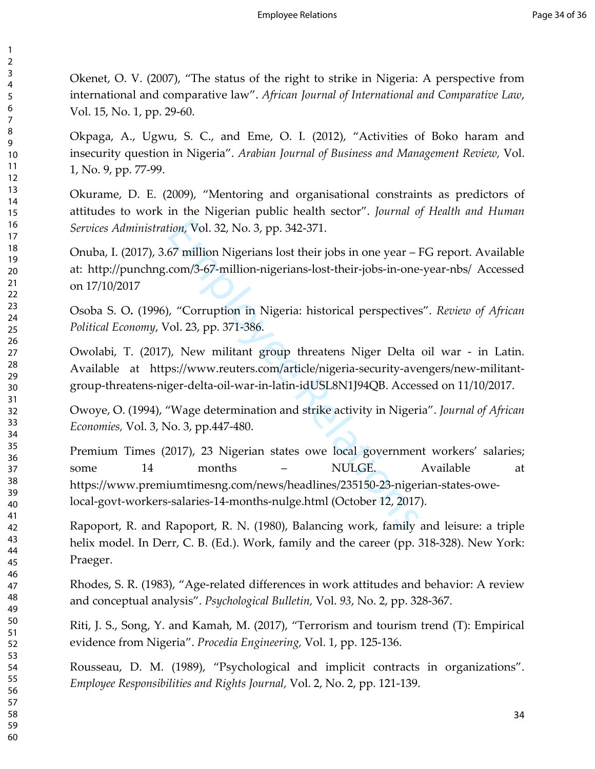Okenet, O. V. (2007), "The status of the right to strike in Nigeria: A perspective from international and comparative law". *African Journal of International and Comparative Law*, Vol. 15, No. 1, pp. 29-60.

Okpaga, A., Ugwu, S. C., and Eme, O. I. (2012), "Activities of Boko haram and insecurity question in Nigeria". *Arabian Journal of Business and Management Review,* Vol. 1, No. 9, pp. 77-99.

Okurame, D. E. (2009), "Mentoring and organisational constraints as predictors of attitudes to work in the Nigerian public health sector". *Journal of Health and Human Services Administration,* Vol. 32, No. 3, pp. 342-371.

Onuba, I. (2017), 3.67 million Nigerians lost their jobs in one year – FG report. Available at: http://punchng.com/3-67-million-nigerians-lost-their-jobs-in-one-year-nbs/ Accessed on 17/10/2017

Osoba S. O**.** (1996), "Corruption in Nigeria: historical perspectives". *Review of African Political Economy*, Vol. 23, pp. 371-386.

Owolabi, T. (2017), New militant group threatens Niger Delta oil war - in Latin. Available at https://www.reuters.com/article/nigeria-security-avengers/new-militant-group-threatens-niger-delta-oil-war-in-latin-idUSL8N1J94QB. Accessed on 11/10/2017.

Owoye, O. (1994), "Wage determination and strike activity in Nigeria". *Journal of African Economies,* Vol. 3, No. 3, pp.447-480.

Premium Times (2017), 23 Nigerian states owe local government workers' salaries; some 14 months – NULGE. Available at https://www.premiumtimesng.com/news/headlines/235150-23-nigerian-states-owe-local-govt-workers-salaries-14-months-nulge.html (October 12, 2017).

Rapoport, R. and Rapoport, R. N. (1980), Balancing work, family and leisure: a triple helix model. In Derr, C. B. (Ed.). Work, family and the career (pp. 318-328). New York: Praeger.

Rhodes, S. R. (1983), "Age-related differences in work attitudes and behavior: A review and conceptual analysis". *Psychological Bulletin,* Vol. *93*, No. 2, pp. 328-367.

Riti, J. S., Song, Y. and Kamah, M. (2017), "Terrorism and tourism trend (T): Empirical evidence from Nigeria". *Procedia Engineering,* Vol. 1, pp. 125-136.

Rousseau, D. M. (1989), "Psychological and implicit contracts in organizations". *Employee Responsibilities and Rights Journal,* Vol. 2, No. 2, pp. 121-139.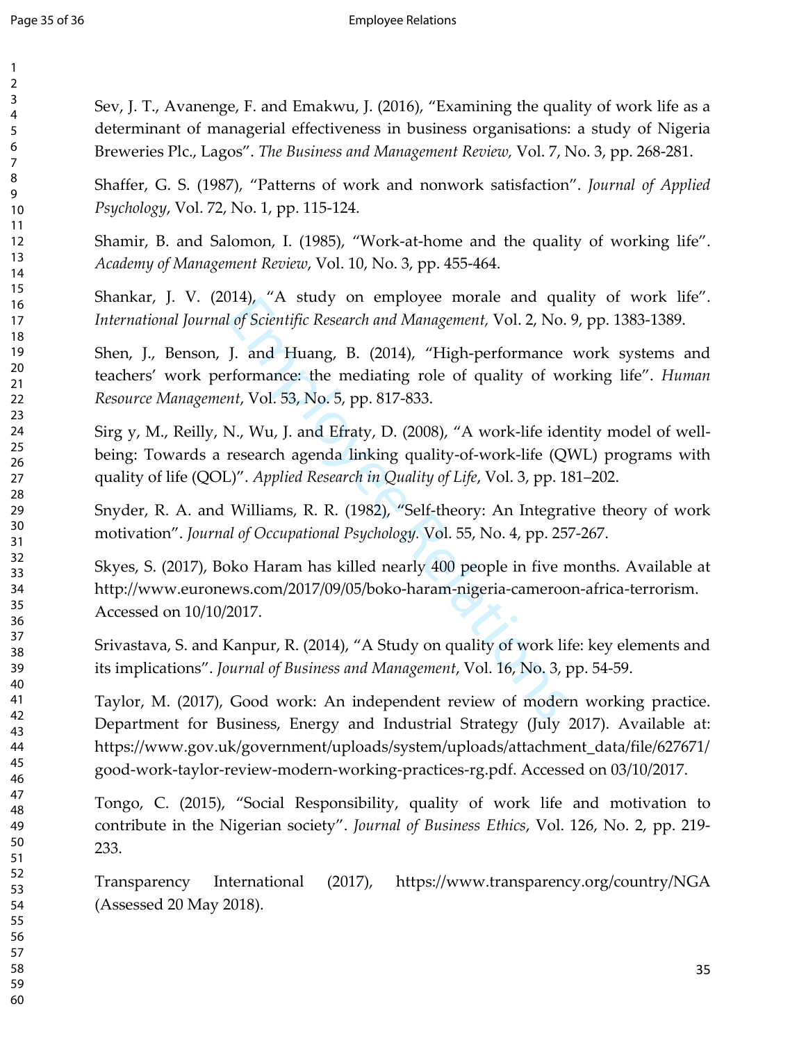Sev, J. T., Avanenge, F. and Emakwu, J. (2016), "Examining the quality of work life as a determinant of managerial effectiveness in business organisations: a study of Nigeria Breweries Plc., Lagos". *The Business and Management Review,* Vol. 7, No. 3, pp. 268-281.

Shaffer, G. S. (1987), "Patterns of work and nonwork satisfaction". *Journal of Applied Psychology*, Vol. 72, No. 1, pp. 115-124.

Shamir, B. and Salomon, I. (1985), "Work-at-home and the quality of working life". *Academy of Management Review*, Vol. 10, No. 3, pp. 455-464.

Shankar, J. V. (2014), "A study on employee morale and quality of work life". *International Journal of Scientific Research and Management,* Vol. 2, No. 9, pp. 1383-1389.

Shen, J., Benson, J. and Huang, B. (2014), "High-performance work systems and teachers' work performance: the mediating role of quality of working life". *Human Resource Management*, Vol. 53, No. 5, pp. 817-833.

Sirg y, M., Reilly, N., Wu, J. and Efraty, D. (2008), "A work-life identity model of well-being: Towards a research agenda linking quality-of-work-life (QWL) programs with quality of life (QOL)". *Applied Research in Quality of Life*, Vol. 3, pp. 181–202.

Snyder, R. A. and Williams, R. R. (1982), "Self-theory: An Integrative theory of work motivation". *Journal of Occupational Psychology.* Vol. 55, No. 4, pp. 257-267.

Skyes, S. (2017), Boko Haram has killed nearly 400 people in five months. Available at http://www.euronews.com/2017/09/05/boko-haram-nigeria-cameroon-africa-terrorism. Accessed on 10/10/2017.

Srivastava, S. and Kanpur, R. (2014), "A Study on quality of work life: key elements and its implications". *Journal of Business and Management*, Vol. 16, No. 3, pp. 54-59.

Taylor, M. (2017), Good work: An independent review of modern working practice. Department for Business, Energy and Industrial Strategy (July 2017). Available at: https://www.gov.uk/government/uploads/system/uploads/attachment_data/file/627671/good-work-taylor-review-modern-working-practices-rg.pdf. Accessed on 03/10/2017.

Tongo, C. (2015), "Social Responsibility, quality of work life and motivation to contribute in the Nigerian society". *Journal of Business Ethics*, Vol. 126, No. 2, pp. 219-233.

Transparency International (2017), https://www.transparency.org/country/NGA (Assessed 20 May 2018).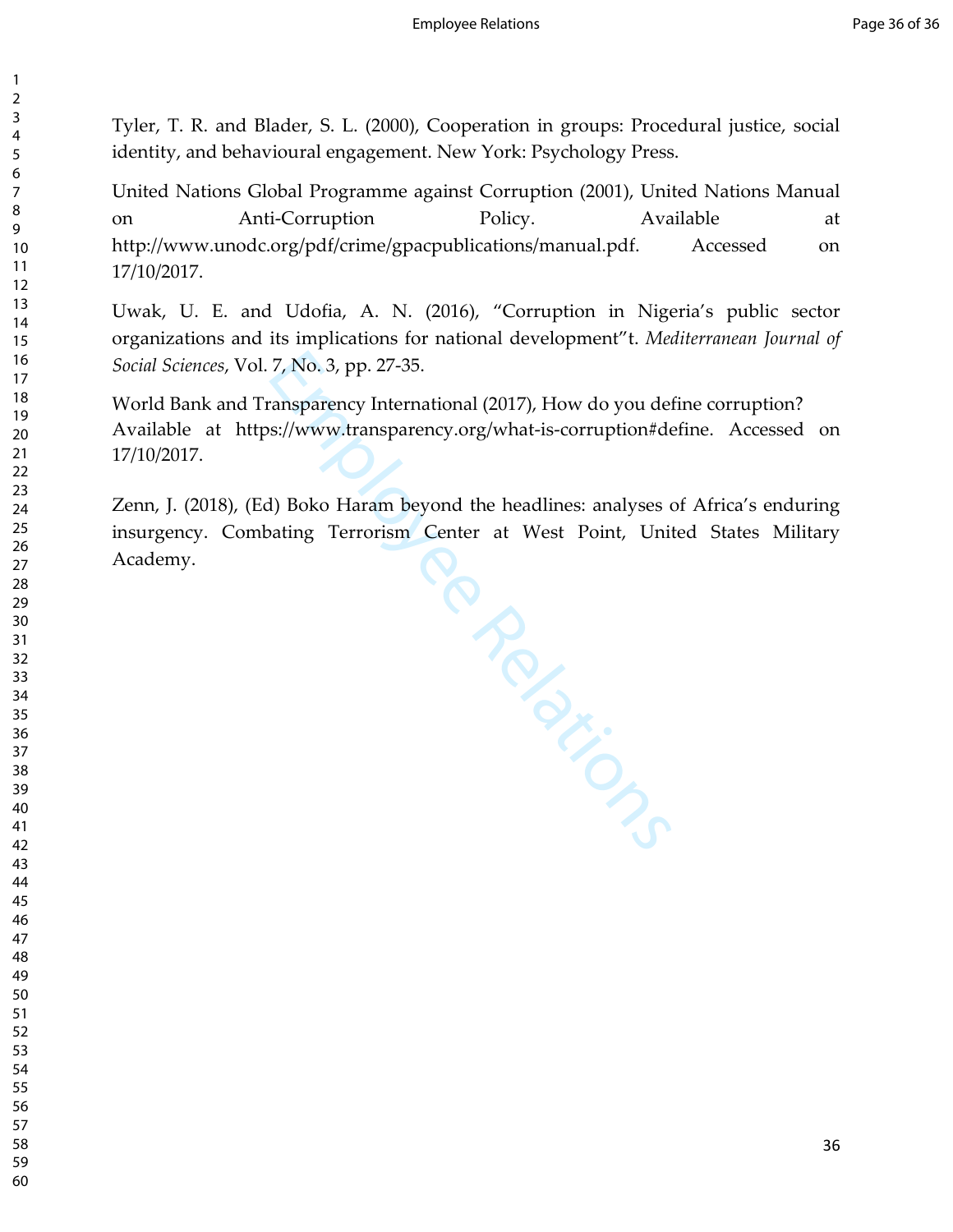Tyler, T. R. and Blader, S. L. (2000), Cooperation in groups: Procedural justice, social identity, and behavioural engagement. New York: Psychology Press.

United Nations Global Programme against Corruption (2001), United Nations Manual on Anti-Corruption Policy. Available at http://www.unodc.org/pdf/crime/gpacpublications/manual.pdf. Accessed on 17/10/2017.

Uwak, U. E. and Udofia, A. N. (2016), "Corruption in Nigeria's public sector organizations and its implications for national development"t. *Mediterranean Journal of Social Sciences*, Vol. 7, No. 3, pp. 27-35.

World Bank and Transparency International (2017), How do you define corruption? Available at https://www.transparency.org/what-is-corruption#define. Accessed on 17/10/2017.

Zenn, J. (2018), (Ed) Boko Haram beyond the headlines: analyses of Africa's enduring insurgency. Combating Terrorism Center at West Point, United States Military Academy.